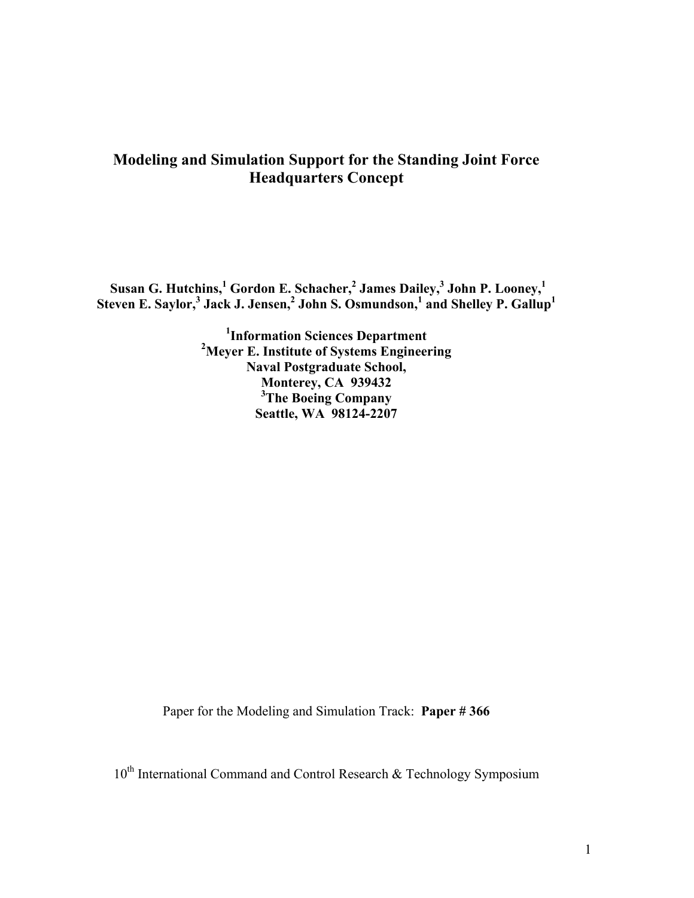# Modeling and Simulation Support for the Standing Joint Force Headquarters Concept

**Susan G. Hutchins,[1] Gordon E. Schacher,[2] James Dailey,[3] John P. Looney,[1] Steven E. Saylor,[3] Jack J. Jensen,[2] John S. Osmundson,[1] and Shelley P. Gallup[1]**

**[1]Information Sciences Department**
**[2]Meyer E. Institute of Systems Engineering**
**Naval Postgraduate School,**
**Monterey, CA 939432**
**[3]The Boeing Company**
**Seattle, WA 98124-2207**

Paper for the Modeling and Simulation Track: **Paper # 366**

10th International Command and Control Research & Technology Symposium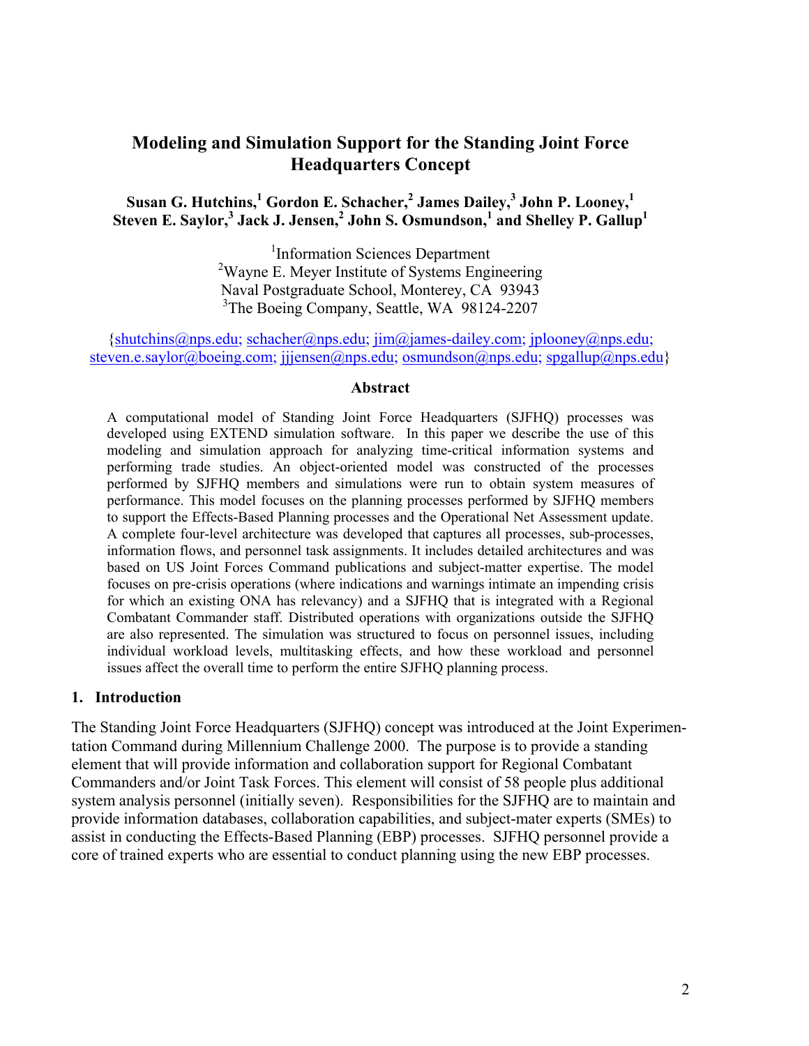# Modeling and Simulation Support for the Standing Joint Force Headquarters Concept

**Susan G. Hutchins,[1] Gordon E. Schacher,[2] James Dailey,[3] John P. Looney,[1] Steven E. Saylor,[3] Jack J. Jensen,[2] John S. Osmundson,[1] and Shelley P. Gallup[1]**

[1]Information Sciences Department
[2]Wayne E. Meyer Institute of Systems Engineering
Naval Postgraduate School, Monterey, CA 93943
[3]The Boeing Company, Seattle, WA 98124-2207

{shutchins@nps.edu; schacher@nps.edu; jim@james-dailey.com; jplooney@nps.edu; steven.e.saylor@boeing.com; jjjensen@nps.edu; osmundson@nps.edu; spgallup@nps.edu}

### Abstract

A computational model of Standing Joint Force Headquarters (SJFHQ) processes was developed using EXTEND simulation software. In this paper we describe the use of this modeling and simulation approach for analyzing time-critical information systems and performing trade studies. An object-oriented model was constructed of the processes performed by SJFHQ members and simulations were run to obtain system measures of performance. This model focuses on the planning processes performed by SJFHQ members to support the Effects-Based Planning processes and the Operational Net Assessment update. A complete four-level architecture was developed that captures all processes, sub-processes, information flows, and personnel task assignments. It includes detailed architectures and was based on US Joint Forces Command publications and subject-matter expertise. The model focuses on pre-crisis operations (where indications and warnings intimate an impending crisis for which an existing ONA has relevancy) and a SJFHQ that is integrated with a Regional Combatant Commander staff. Distributed operations with organizations outside the SJFHQ are also represented. The simulation was structured to focus on personnel issues, including individual workload levels, multitasking effects, and how these workload and personnel issues affect the overall time to perform the entire SJFHQ planning process.

## 1. Introduction

The Standing Joint Force Headquarters (SJFHQ) concept was introduced at the Joint Experimentation Command during Millennium Challenge 2000. The purpose is to provide a standing element that will provide information and collaboration support for Regional Combatant Commanders and/or Joint Task Forces. This element will consist of 58 people plus additional system analysis personnel (initially seven). Responsibilities for the SJFHQ are to maintain and provide information databases, collaboration capabilities, and subject-mater experts (SMEs) to assist in conducting the Effects-Based Planning (EBP) processes. SJFHQ personnel provide a core of trained experts who are essential to conduct planning using the new EBP processes.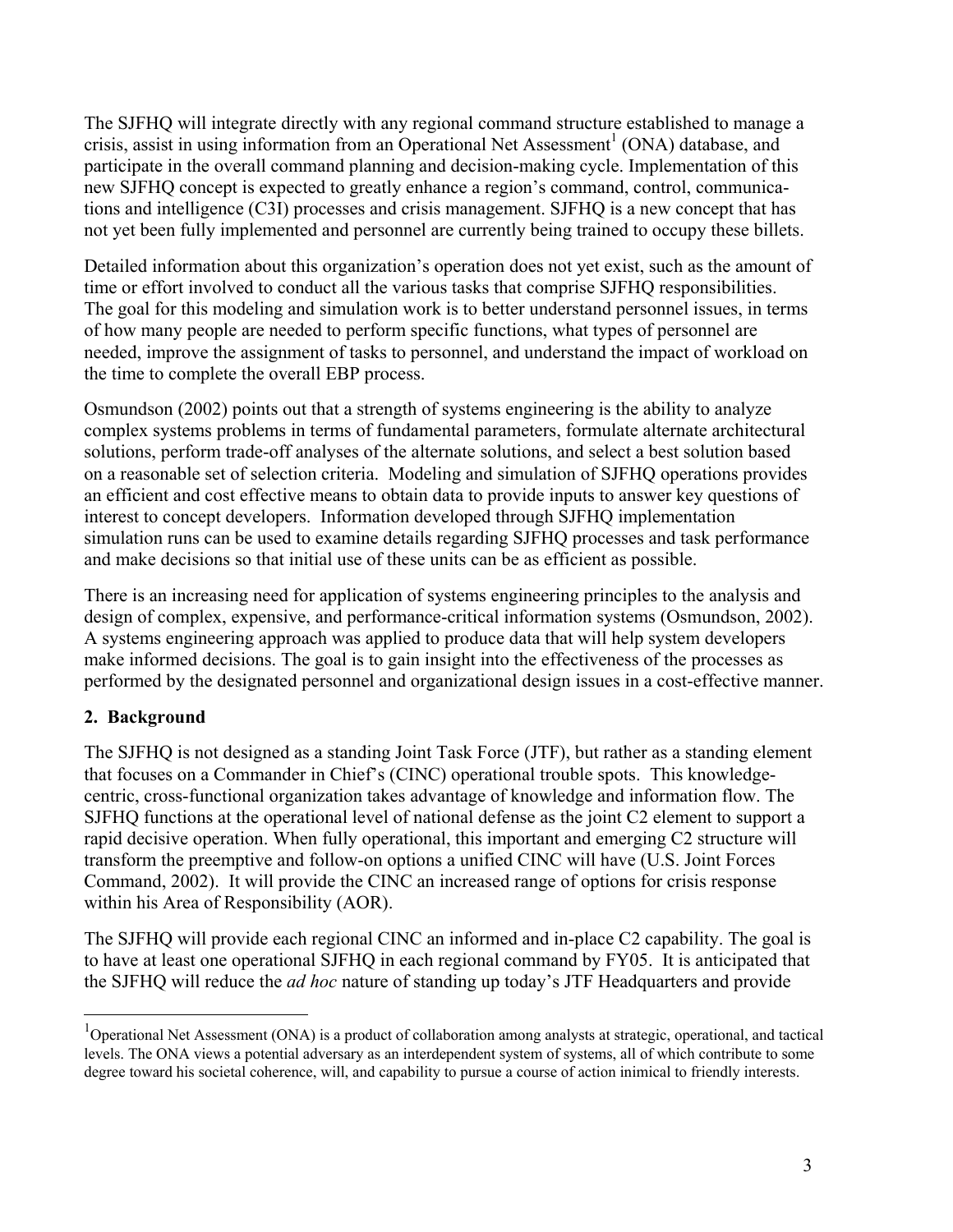The SJFHQ will integrate directly with any regional command structure established to manage a crisis, assist in using information from an Operational Net Assessment[1] (ONA) database, and participate in the overall command planning and decision-making cycle. Implementation of this new SJFHQ concept is expected to greatly enhance a region's command, control, communications and intelligence (C3I) processes and crisis management. SJFHQ is a new concept that has not yet been fully implemented and personnel are currently being trained to occupy these billets.

Detailed information about this organization's operation does not yet exist, such as the amount of time or effort involved to conduct all the various tasks that comprise SJFHQ responsibilities. The goal for this modeling and simulation work is to better understand personnel issues, in terms of how many people are needed to perform specific functions, what types of personnel are needed, improve the assignment of tasks to personnel, and understand the impact of workload on the time to complete the overall EBP process.

Osmundson (2002) points out that a strength of systems engineering is the ability to analyze complex systems problems in terms of fundamental parameters, formulate alternate architectural solutions, perform trade-off analyses of the alternate solutions, and select a best solution based on a reasonable set of selection criteria. Modeling and simulation of SJFHQ operations provides an efficient and cost effective means to obtain data to provide inputs to answer key questions of interest to concept developers. Information developed through SJFHQ implementation simulation runs can be used to examine details regarding SJFHQ processes and task performance and make decisions so that initial use of these units can be as efficient as possible.

There is an increasing need for application of systems engineering principles to the analysis and design of complex, expensive, and performance-critical information systems (Osmundson, 2002). A systems engineering approach was applied to produce data that will help system developers make informed decisions. The goal is to gain insight into the effectiveness of the processes as performed by the designated personnel and organizational design issues in a cost-effective manner.

## 2. Background

The SJFHQ is not designed as a standing Joint Task Force (JTF), but rather as a standing element that focuses on a Commander in Chief's (CINC) operational trouble spots. This knowledge-centric, cross-functional organization takes advantage of knowledge and information flow. The SJFHQ functions at the operational level of national defense as the joint C2 element to support a rapid decisive operation. When fully operational, this important and emerging C2 structure will transform the preemptive and follow-on options a unified CINC will have (U.S. Joint Forces Command, 2002). It will provide the CINC an increased range of options for crisis response within his Area of Responsibility (AOR).

The SJFHQ will provide each regional CINC an informed and in-place C2 capability. The goal is to have at least one operational SJFHQ in each regional command by FY05. It is anticipated that the SJFHQ will reduce the *ad hoc* nature of standing up today's JTF Headquarters and provide

[1]Operational Net Assessment (ONA) is a product of collaboration among analysts at strategic, operational, and tactical levels. The ONA views a potential adversary as an interdependent system of systems, all of which contribute to some degree toward his societal coherence, will, and capability to pursue a course of action inimical to friendly interests.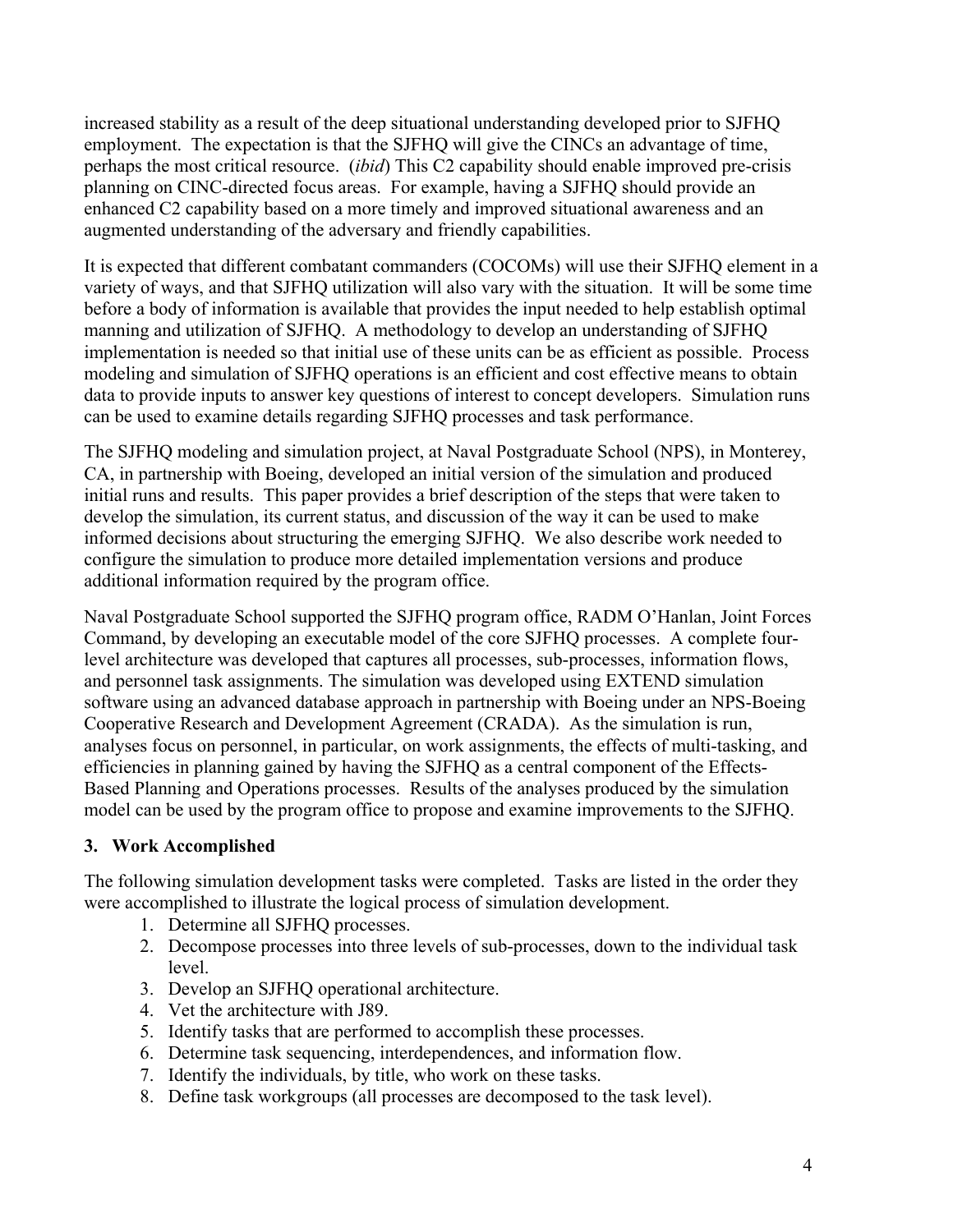increased stability as a result of the deep situational understanding developed prior to SJFHQ employment. The expectation is that the SJFHQ will give the CINCs an advantage of time, perhaps the most critical resource. (*ibid*) This C2 capability should enable improved pre-crisis planning on CINC-directed focus areas. For example, having a SJFHQ should provide an enhanced C2 capability based on a more timely and improved situational awareness and an augmented understanding of the adversary and friendly capabilities.

It is expected that different combatant commanders (COCOMs) will use their SJFHQ element in a variety of ways, and that SJFHQ utilization will also vary with the situation. It will be some time before a body of information is available that provides the input needed to help establish optimal manning and utilization of SJFHQ. A methodology to develop an understanding of SJFHQ implementation is needed so that initial use of these units can be as efficient as possible. Process modeling and simulation of SJFHQ operations is an efficient and cost effective means to obtain data to provide inputs to answer key questions of interest to concept developers. Simulation runs can be used to examine details regarding SJFHQ processes and task performance.

The SJFHQ modeling and simulation project, at Naval Postgraduate School (NPS), in Monterey, CA, in partnership with Boeing, developed an initial version of the simulation and produced initial runs and results. This paper provides a brief description of the steps that were taken to develop the simulation, its current status, and discussion of the way it can be used to make informed decisions about structuring the emerging SJFHQ. We also describe work needed to configure the simulation to produce more detailed implementation versions and produce additional information required by the program office.

Naval Postgraduate School supported the SJFHQ program office, RADM O'Hanlan, Joint Forces Command, by developing an executable model of the core SJFHQ processes. A complete four-level architecture was developed that captures all processes, sub-processes, information flows, and personnel task assignments. The simulation was developed using EXTEND simulation software using an advanced database approach in partnership with Boeing under an NPS-Boeing Cooperative Research and Development Agreement (CRADA). As the simulation is run, analyses focus on personnel, in particular, on work assignments, the effects of multi-tasking, and efficiencies in planning gained by having the SJFHQ as a central component of the Effects-Based Planning and Operations processes. Results of the analyses produced by the simulation model can be used by the program office to propose and examine improvements to the SJFHQ.

## 3. Work Accomplished

The following simulation development tasks were completed. Tasks are listed in the order they were accomplished to illustrate the logical process of simulation development.

1. Determine all SJFHQ processes.
2. Decompose processes into three levels of sub-processes, down to the individual task level.
3. Develop an SJFHQ operational architecture.
4. Vet the architecture with J89.
5. Identify tasks that are performed to accomplish these processes.
6. Determine task sequencing, interdependences, and information flow.
7. Identify the individuals, by title, who work on these tasks.
8. Define task workgroups (all processes are decomposed to the task level).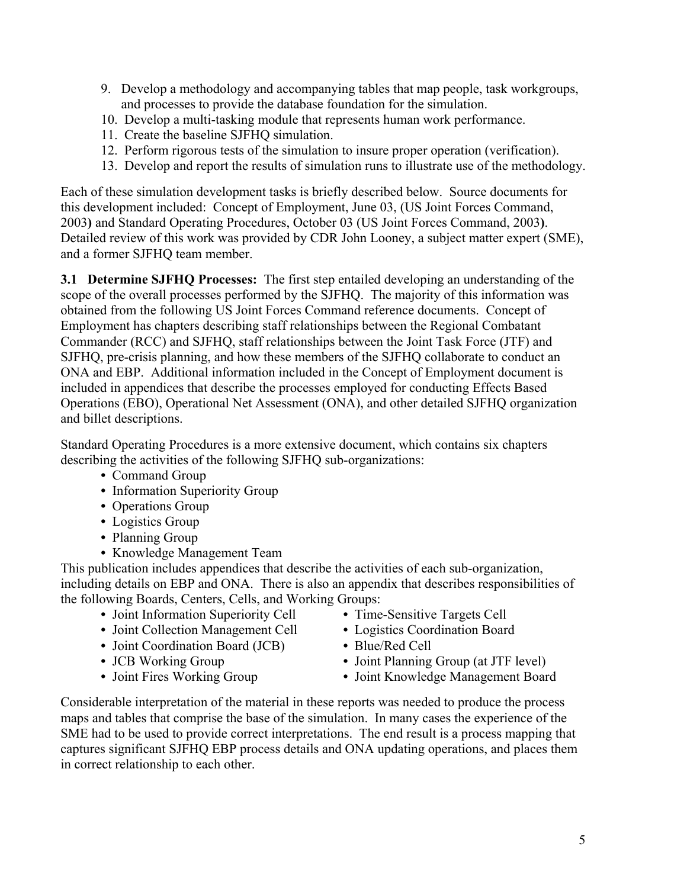9. Develop a methodology and accompanying tables that map people, task workgroups, and processes to provide the database foundation for the simulation.
10. Develop a multi-tasking module that represents human work performance.
11. Create the baseline SJFHQ simulation.
12. Perform rigorous tests of the simulation to insure proper operation (verification).
13. Develop and report the results of simulation runs to illustrate use of the methodology.

Each of these simulation development tasks is briefly described below. Source documents for this development included: Concept of Employment, June 03, (US Joint Forces Command, 2003**)** and Standard Operating Procedures, October 03 (US Joint Forces Command, 2003**)**. Detailed review of this work was provided by CDR John Looney, a subject matter expert (SME), and a former SJFHQ team member.

**3.1 Determine SJFHQ Processes:** The first step entailed developing an understanding of the scope of the overall processes performed by the SJFHQ. The majority of this information was obtained from the following US Joint Forces Command reference documents. Concept of Employment has chapters describing staff relationships between the Regional Combatant Commander (RCC) and SJFHQ, staff relationships between the Joint Task Force (JTF) and SJFHQ, pre-crisis planning, and how these members of the SJFHQ collaborate to conduct an ONA and EBP. Additional information included in the Concept of Employment document is included in appendices that describe the processes employed for conducting Effects Based Operations (EBO), Operational Net Assessment (ONA), and other detailed SJFHQ organization and billet descriptions.

Standard Operating Procedures is a more extensive document, which contains six chapters describing the activities of the following SJFHQ sub-organizations:

- Command Group
- Information Superiority Group
- Operations Group
- Logistics Group
- Planning Group
- Knowledge Management Team

This publication includes appendices that describe the activities of each sub-organization, including details on EBP and ONA. There is also an appendix that describes responsibilities of the following Boards, Centers, Cells, and Working Groups:

- Joint Information Superiority Cell
- Joint Collection Management Cell
- Joint Coordination Board (JCB)
- JCB Working Group
- Joint Fires Working Group
- Time-Sensitive Targets Cell
- Logistics Coordination Board
- Blue/Red Cell
- Joint Planning Group (at JTF level)
- Joint Knowledge Management Board

Considerable interpretation of the material in these reports was needed to produce the process maps and tables that comprise the base of the simulation. In many cases the experience of the SME had to be used to provide correct interpretations. The end result is a process mapping that captures significant SJFHQ EBP process details and ONA updating operations, and places them in correct relationship to each other.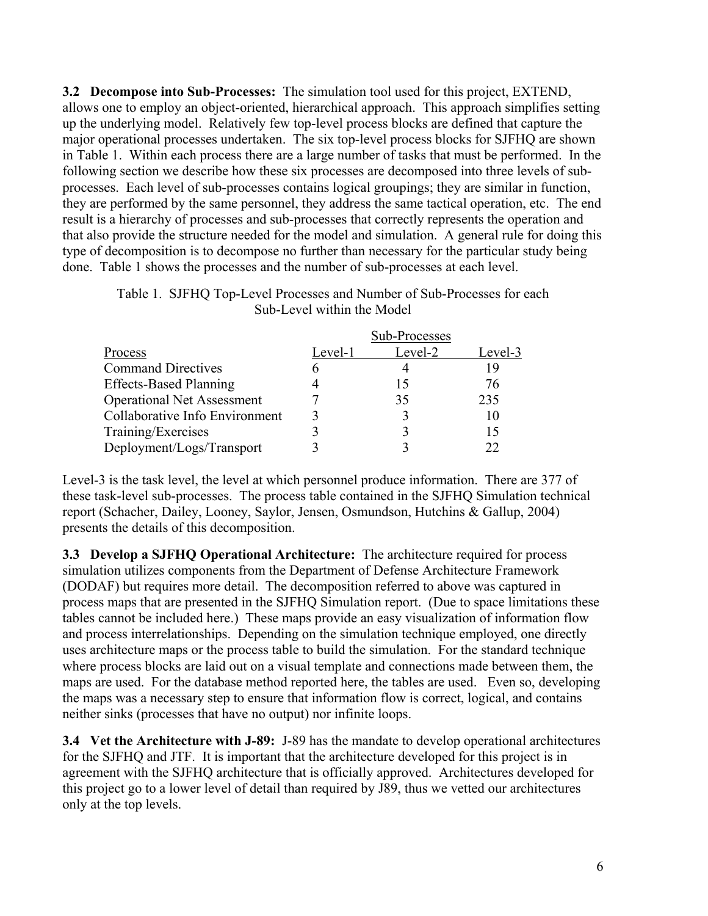**3.2 Decompose into Sub-Processes:** The simulation tool used for this project, EXTEND, allows one to employ an object-oriented, hierarchical approach. This approach simplifies setting up the underlying model. Relatively few top-level process blocks are defined that capture the major operational processes undertaken. The six top-level process blocks for SJFHQ are shown in Table 1. Within each process there are a large number of tasks that must be performed. In the following section we describe how these six processes are decomposed into three levels of sub-processes. Each level of sub-processes contains logical groupings; they are similar in function, they are performed by the same personnel, they address the same tactical operation, etc. The end result is a hierarchy of processes and sub-processes that correctly represents the operation and that also provide the structure needed for the model and simulation. A general rule for doing this type of decomposition is to decompose no further than necessary for the particular study being done. Table 1 shows the processes and the number of sub-processes at each level.

Table 1. SJFHQ Top-Level Processes and Number of Sub-Processes for each Sub-Level within the Model

| | Sub-Processes | | |
|---|---|---|---|
| Process | Level-1 | Level-2 | Level-3 |
| Command Directives | 6 | 4 | 19 |
| Effects-Based Planning | 4 | 15 | 76 |
| Operational Net Assessment | 7 | 35 | 235 |
| Collaborative Info Environment | 3 | 3 | 10 |
| Training/Exercises | 3 | 3 | 15 |
| Deployment/Logs/Transport | 3 | 3 | 22 |

Level-3 is the task level, the level at which personnel produce information. There are 377 of these task-level sub-processes. The process table contained in the SJFHQ Simulation technical report (Schacher, Dailey, Looney, Saylor, Jensen, Osmundson, Hutchins & Gallup, 2004) presents the details of this decomposition.

**3.3 Develop a SJFHQ Operational Architecture:** The architecture required for process simulation utilizes components from the Department of Defense Architecture Framework (DODAF) but requires more detail. The decomposition referred to above was captured in process maps that are presented in the SJFHQ Simulation report. (Due to space limitations these tables cannot be included here.) These maps provide an easy visualization of information flow and process interrelationships. Depending on the simulation technique employed, one directly uses architecture maps or the process table to build the simulation. For the standard technique where process blocks are laid out on a visual template and connections made between them, the maps are used. For the database method reported here, the tables are used. Even so, developing the maps was a necessary step to ensure that information flow is correct, logical, and contains neither sinks (processes that have no output) nor infinite loops.

**3.4 Vet the Architecture with J-89:** J-89 has the mandate to develop operational architectures for the SJFHQ and JTF. It is important that the architecture developed for this project is in agreement with the SJFHQ architecture that is officially approved. Architectures developed for this project go to a lower level of detail than required by J89, thus we vetted our architectures only at the top levels.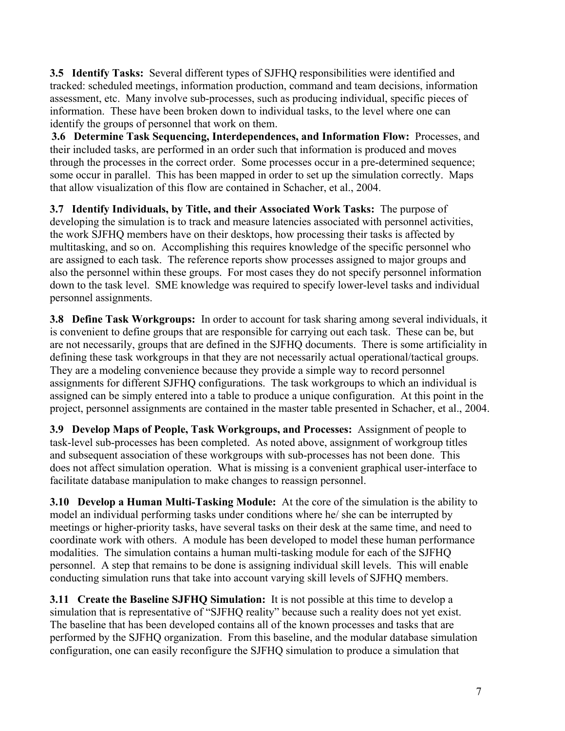**3.5 Identify Tasks:** Several different types of SJFHQ responsibilities were identified and tracked: scheduled meetings, information production, command and team decisions, information assessment, etc. Many involve sub-processes, such as producing individual, specific pieces of information. These have been broken down to individual tasks, to the level where one can identify the groups of personnel that work on them.

**3.6 Determine Task Sequencing, Interdependences, and Information Flow:** Processes, and their included tasks, are performed in an order such that information is produced and moves through the processes in the correct order. Some processes occur in a pre-determined sequence; some occur in parallel. This has been mapped in order to set up the simulation correctly. Maps that allow visualization of this flow are contained in Schacher, et al., 2004.

**3.7 Identify Individuals, by Title, and their Associated Work Tasks:** The purpose of developing the simulation is to track and measure latencies associated with personnel activities, the work SJFHQ members have on their desktops, how processing their tasks is affected by multitasking, and so on. Accomplishing this requires knowledge of the specific personnel who are assigned to each task. The reference reports show processes assigned to major groups and also the personnel within these groups. For most cases they do not specify personnel information down to the task level. SME knowledge was required to specify lower-level tasks and individual personnel assignments.

**3.8 Define Task Workgroups:** In order to account for task sharing among several individuals, it is convenient to define groups that are responsible for carrying out each task. These can be, but are not necessarily, groups that are defined in the SJFHQ documents. There is some artificiality in defining these task workgroups in that they are not necessarily actual operational/tactical groups. They are a modeling convenience because they provide a simple way to record personnel assignments for different SJFHQ configurations. The task workgroups to which an individual is assigned can be simply entered into a table to produce a unique configuration. At this point in the project, personnel assignments are contained in the master table presented in Schacher, et al., 2004.

**3.9 Develop Maps of People, Task Workgroups, and Processes:** Assignment of people to task-level sub-processes has been completed. As noted above, assignment of workgroup titles and subsequent association of these workgroups with sub-processes has not been done. This does not affect simulation operation. What is missing is a convenient graphical user-interface to facilitate database manipulation to make changes to reassign personnel.

**3.10 Develop a Human Multi-Tasking Module:** At the core of the simulation is the ability to model an individual performing tasks under conditions where he/ she can be interrupted by meetings or higher-priority tasks, have several tasks on their desk at the same time, and need to coordinate work with others. A module has been developed to model these human performance modalities. The simulation contains a human multi-tasking module for each of the SJFHQ personnel. A step that remains to be done is assigning individual skill levels. This will enable conducting simulation runs that take into account varying skill levels of SJFHQ members.

**3.11 Create the Baseline SJFHQ Simulation:** It is not possible at this time to develop a simulation that is representative of "SJFHQ reality" because such a reality does not yet exist. The baseline that has been developed contains all of the known processes and tasks that are performed by the SJFHQ organization. From this baseline, and the modular database simulation configuration, one can easily reconfigure the SJFHQ simulation to produce a simulation that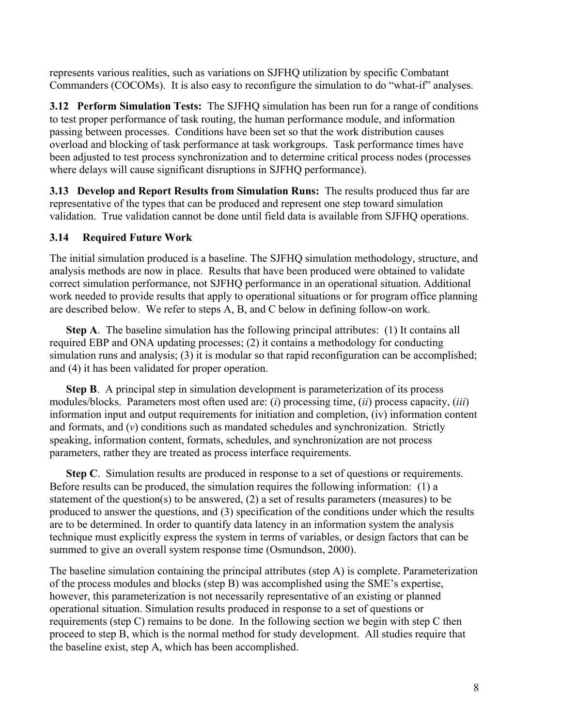represents various realities, such as variations on SJFHQ utilization by specific Combatant Commanders (COCOMs). It is also easy to reconfigure the simulation to do "what-if" analyses.

**3.12 Perform Simulation Tests:** The SJFHQ simulation has been run for a range of conditions to test proper performance of task routing, the human performance module, and information passing between processes. Conditions have been set so that the work distribution causes overload and blocking of task performance at task workgroups. Task performance times have been adjusted to test process synchronization and to determine critical process nodes (processes where delays will cause significant disruptions in SJFHQ performance).

**3.13 Develop and Report Results from Simulation Runs:** The results produced thus far are representative of the types that can be produced and represent one step toward simulation validation. True validation cannot be done until field data is available from SJFHQ operations.

### 3.14 Required Future Work

The initial simulation produced is a baseline. The SJFHQ simulation methodology, structure, and analysis methods are now in place. Results that have been produced were obtained to validate correct simulation performance, not SJFHQ performance in an operational situation. Additional work needed to provide results that apply to operational situations or for program office planning are described below. We refer to steps A, B, and C below in defining follow-on work.

**Step A**. The baseline simulation has the following principal attributes: (1) It contains all required EBP and ONA updating processes; (2) it contains a methodology for conducting simulation runs and analysis; (3) it is modular so that rapid reconfiguration can be accomplished; and (4) it has been validated for proper operation.

**Step B**. A principal step in simulation development is parameterization of its process modules/blocks. Parameters most often used are: (*i*) processing time, (*ii*) process capacity, (*iii*) information input and output requirements for initiation and completion, (iv) information content and formats, and (*v*) conditions such as mandated schedules and synchronization. Strictly speaking, information content, formats, schedules, and synchronization are not process parameters, rather they are treated as process interface requirements.

**Step C**. Simulation results are produced in response to a set of questions or requirements. Before results can be produced, the simulation requires the following information: (1) a statement of the question(s) to be answered, (2) a set of results parameters (measures) to be produced to answer the questions, and (3) specification of the conditions under which the results are to be determined. In order to quantify data latency in an information system the analysis technique must explicitly express the system in terms of variables, or design factors that can be summed to give an overall system response time (Osmundson, 2000).

The baseline simulation containing the principal attributes (step A) is complete. Parameterization of the process modules and blocks (step B) was accomplished using the SME's expertise, however, this parameterization is not necessarily representative of an existing or planned operational situation. Simulation results produced in response to a set of questions or requirements (step C) remains to be done. In the following section we begin with step C then proceed to step B, which is the normal method for study development. All studies require that the baseline exist, step A, which has been accomplished.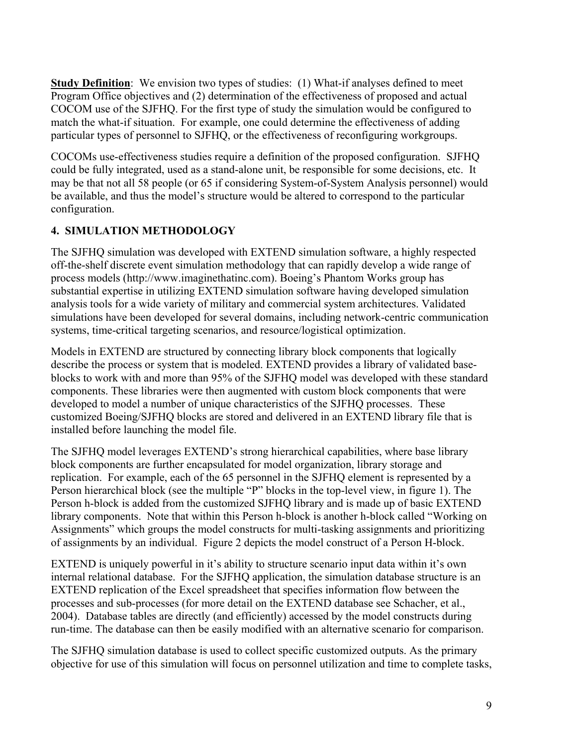**Study Definition**: We envision two types of studies: (1) What-if analyses defined to meet Program Office objectives and (2) determination of the effectiveness of proposed and actual COCOM use of the SJFHQ. For the first type of study the simulation would be configured to match the what-if situation. For example, one could determine the effectiveness of adding particular types of personnel to SJFHQ, or the effectiveness of reconfiguring workgroups.

COCOMs use-effectiveness studies require a definition of the proposed configuration. SJFHQ could be fully integrated, used as a stand-alone unit, be responsible for some decisions, etc. It may be that not all 58 people (or 65 if considering System-of-System Analysis personnel) would be available, and thus the model's structure would be altered to correspond to the particular configuration.

## 4. SIMULATION METHODOLOGY

The SJFHQ simulation was developed with EXTEND simulation software, a highly respected off-the-shelf discrete event simulation methodology that can rapidly develop a wide range of process models (http://www.imaginethatinc.com). Boeing's Phantom Works group has substantial expertise in utilizing EXTEND simulation software having developed simulation analysis tools for a wide variety of military and commercial system architectures. Validated simulations have been developed for several domains, including network-centric communication systems, time-critical targeting scenarios, and resource/logistical optimization.

Models in EXTEND are structured by connecting library block components that logically describe the process or system that is modeled. EXTEND provides a library of validated base-blocks to work with and more than 95% of the SJFHQ model was developed with these standard components. These libraries were then augmented with custom block components that were developed to model a number of unique characteristics of the SJFHQ processes. These customized Boeing/SJFHQ blocks are stored and delivered in an EXTEND library file that is installed before launching the model file.

The SJFHQ model leverages EXTEND's strong hierarchical capabilities, where base library block components are further encapsulated for model organization, library storage and replication. For example, each of the 65 personnel in the SJFHQ element is represented by a Person hierarchical block (see the multiple "P" blocks in the top-level view, in figure 1). The Person h-block is added from the customized SJFHQ library and is made up of basic EXTEND library components. Note that within this Person h-block is another h-block called "Working on Assignments" which groups the model constructs for multi-tasking assignments and prioritizing of assignments by an individual. Figure 2 depicts the model construct of a Person H-block.

EXTEND is uniquely powerful in it's ability to structure scenario input data within it's own internal relational database. For the SJFHQ application, the simulation database structure is an EXTEND replication of the Excel spreadsheet that specifies information flow between the processes and sub-processes (for more detail on the EXTEND database see Schacher, et al., 2004). Database tables are directly (and efficiently) accessed by the model constructs during run-time. The database can then be easily modified with an alternative scenario for comparison.

The SJFHQ simulation database is used to collect specific customized outputs. As the primary objective for use of this simulation will focus on personnel utilization and time to complete tasks,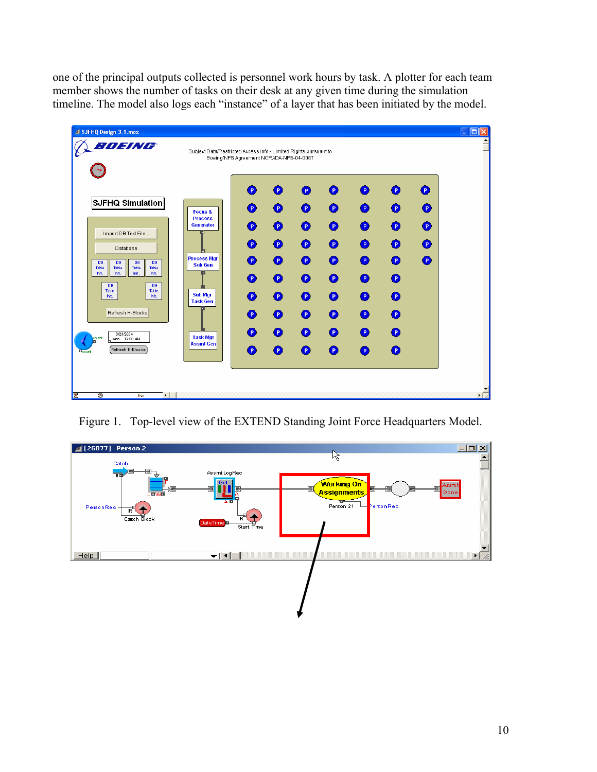one of the principal outputs collected is personnel work hours by task. A plotter for each team member shows the number of tasks on their desk at any given time during the simulation timeline. The model also logs each "instance" of a layer that has been initiated by the model.

Figure 1. Top-level view of the EXTEND Standing Joint Force Headquarters Model.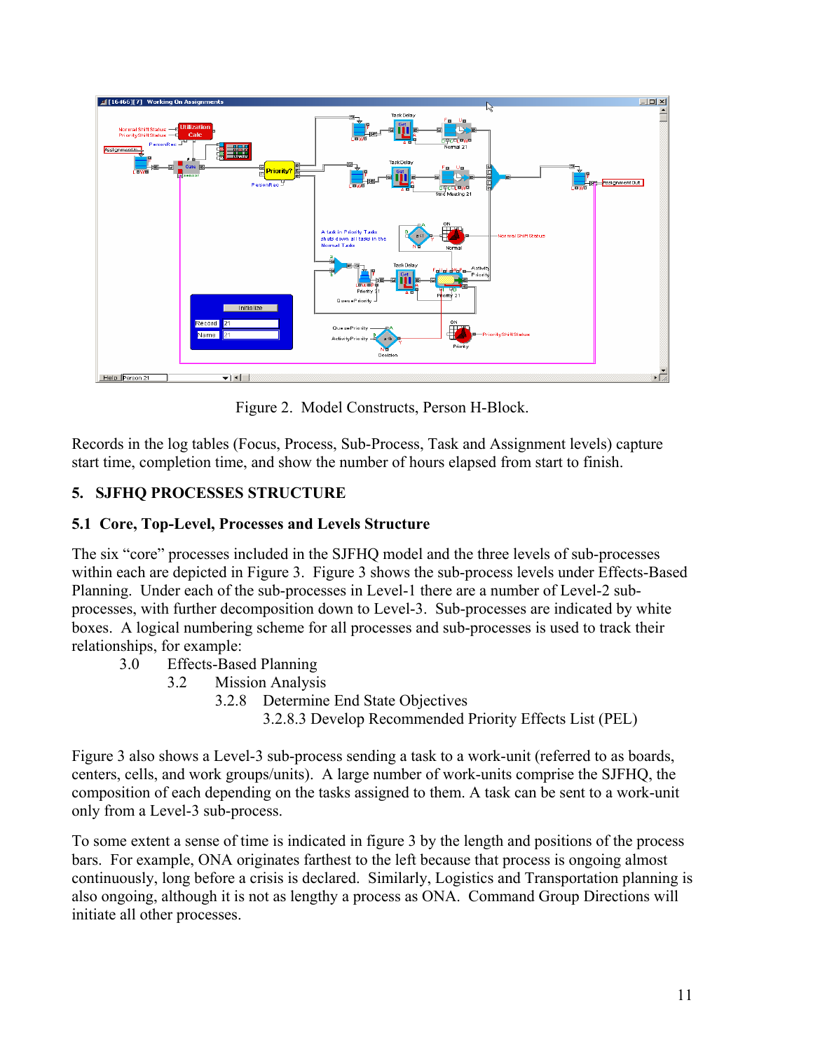Figure 2. Model Constructs, Person H-Block.

Records in the log tables (Focus, Process, Sub-Process, Task and Assignment levels) capture start time, completion time, and show the number of hours elapsed from start to finish.

## 5. SJFHQ PROCESSES STRUCTURE

### 5.1 Core, Top-Level, Processes and Levels Structure

The six "core" processes included in the SJFHQ model and the three levels of sub-processes within each are depicted in Figure 3. Figure 3 shows the sub-process levels under Effects-Based Planning. Under each of the sub-processes in Level-1 there are a number of Level-2 sub-processes, with further decomposition down to Level-3. Sub-processes are indicated by white boxes. A logical numbering scheme for all processes and sub-processes is used to track their relationships, for example:

- 3.0 Effects-Based Planning
  - 3.2 Mission Analysis
    - 3.2.8 Determine End State Objectives
      - 3.2.8.3 Develop Recommended Priority Effects List (PEL)

Figure 3 also shows a Level-3 sub-process sending a task to a work-unit (referred to as boards, centers, cells, and work groups/units). A large number of work-units comprise the SJFHQ, the composition of each depending on the tasks assigned to them. A task can be sent to a work-unit only from a Level-3 sub-process.

To some extent a sense of time is indicated in figure 3 by the length and positions of the process bars. For example, ONA originates farthest to the left because that process is ongoing almost continuously, long before a crisis is declared. Similarly, Logistics and Transportation planning is also ongoing, although it is not as lengthy a process as ONA. Command Group Directions will initiate all other processes.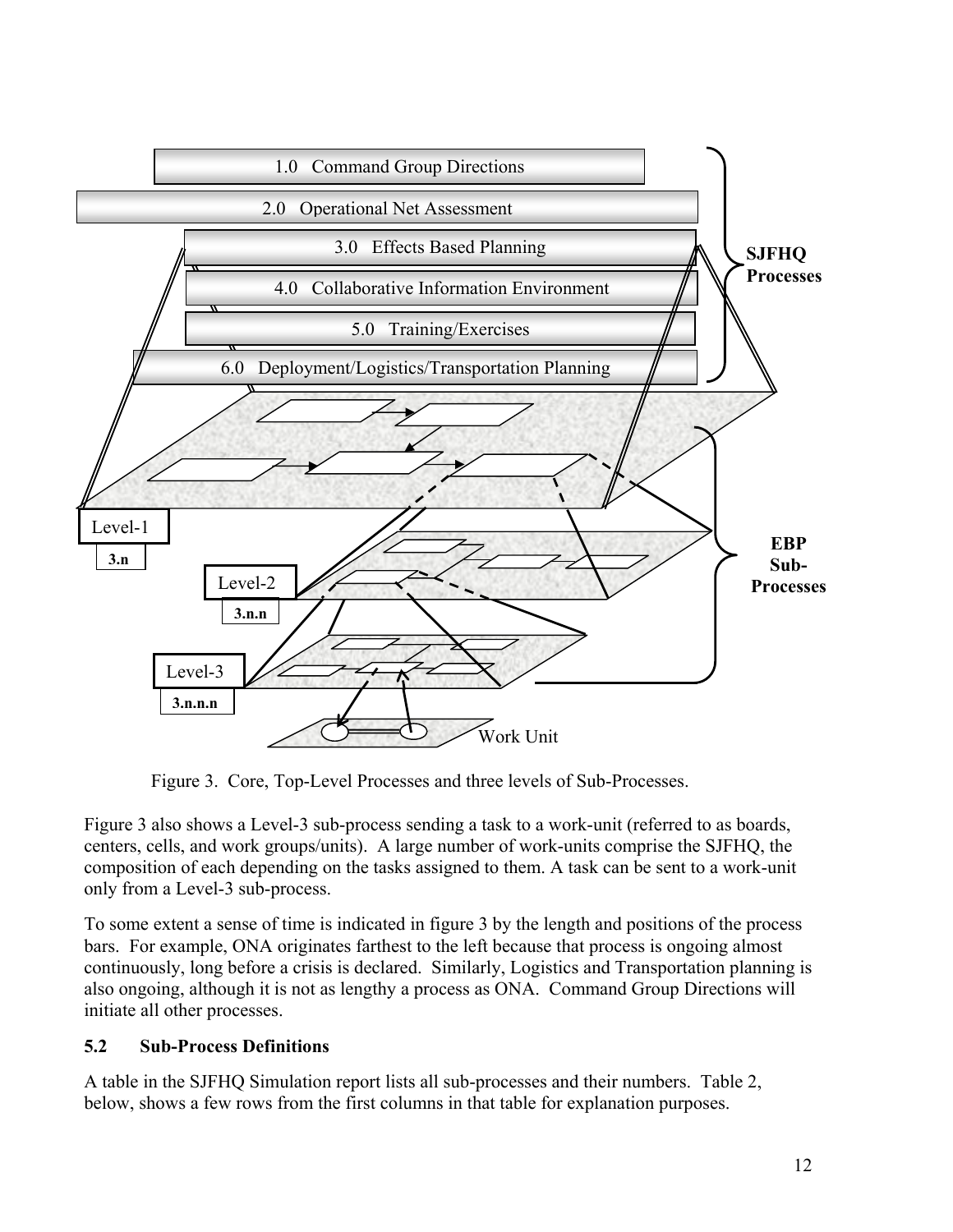1.0 Command Group Directions
2.0 Operational Net Assessment
3.0 Effects Based Planning
4.0 Collaborative Information Environment
5.0 Training/Exercises
6.0 Deployment/Logistics/Transportation Planning
SJFHQ Processes
Level-1
3.n
Level-2
3.n.n
Level-3
3.n.n.n
EBP Sub-Processes
Work Unit

Figure 3. Core, Top-Level Processes and three levels of Sub-Processes.

Figure 3 also shows a Level-3 sub-process sending a task to a work-unit (referred to as boards, centers, cells, and work groups/units). A large number of work-units comprise the SJFHQ, the composition of each depending on the tasks assigned to them. A task can be sent to a work-unit only from a Level-3 sub-process.

To some extent a sense of time is indicated in figure 3 by the length and positions of the process bars. For example, ONA originates farthest to the left because that process is ongoing almost continuously, long before a crisis is declared. Similarly, Logistics and Transportation planning is also ongoing, although it is not as lengthy a process as ONA. Command Group Directions will initiate all other processes.

## 5.2 Sub-Process Definitions

A table in the SJFHQ Simulation report lists all sub-processes and their numbers. Table 2, below, shows a few rows from the first columns in that table for explanation purposes.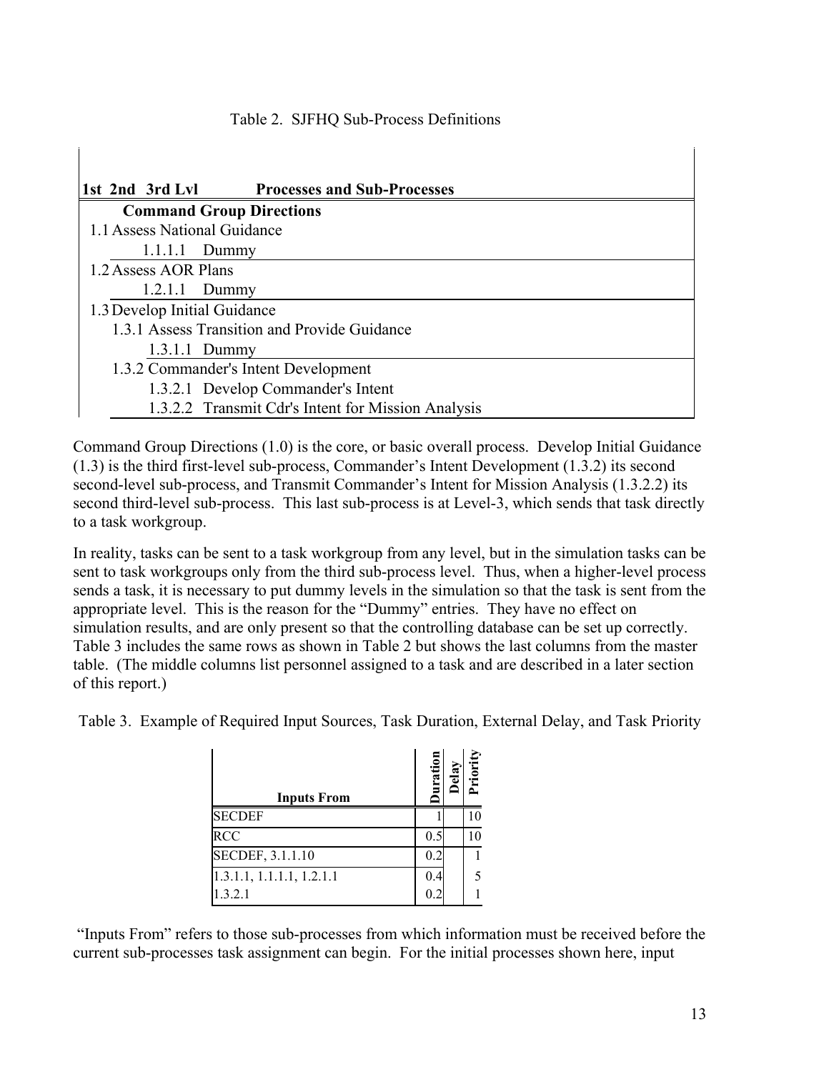Table 2. SJFHQ Sub-Process Definitions

| 1st 2nd 3rd Lvl | Processes and Sub-Processes |
|---|---|
| | **Command Group Directions** |
| 1.1 | Assess National Guidance |
| 1.1.1.1 | Dummy |
| 1.2 | Assess AOR Plans |
| 1.2.1.1 | Dummy |
| 1.3 | Develop Initial Guidance |
| 1.3.1 | Assess Transition and Provide Guidance |
| 1.3.1.1 | Dummy |
| 1.3.2 | Commander's Intent Development |
| 1.3.2.1 | Develop Commander's Intent |
| 1.3.2.2 | Transmit Cdr's Intent for Mission Analysis |

Command Group Directions (1.0) is the core, or basic overall process. Develop Initial Guidance (1.3) is the third first-level sub-process, Commander's Intent Development (1.3.2) its second second-level sub-process, and Transmit Commander's Intent for Mission Analysis (1.3.2.2) its second third-level sub-process. This last sub-process is at Level-3, which sends that task directly to a task workgroup.

In reality, tasks can be sent to a task workgroup from any level, but in the simulation tasks can be sent to task workgroups only from the third sub-process level. Thus, when a higher-level process sends a task, it is necessary to put dummy levels in the simulation so that the task is sent from the appropriate level. This is the reason for the "Dummy" entries. They have no effect on simulation results, and are only present so that the controlling database can be set up correctly. Table 3 includes the same rows as shown in Table 2 but shows the last columns from the master table. (The middle columns list personnel assigned to a task and are described in a later section of this report.)

Table 3. Example of Required Input Sources, Task Duration, External Delay, and Task Priority

| Inputs From | Duration | Delay | Priority |
|---|---|---|---|
| SECDEF | 1 | | 10 |
| RCC | 0.5 | | 10 |
| SECDEF, 3.1.1.10 | 0.2 | | 1 |
| 1.3.1.1, 1.1.1.1, 1.2.1.1 | 0.4 | | 5 |
| 1.3.2.1 | 0.2 | | 1 |

"Inputs From" refers to those sub-processes from which information must be received before the current sub-processes task assignment can begin. For the initial processes shown here, input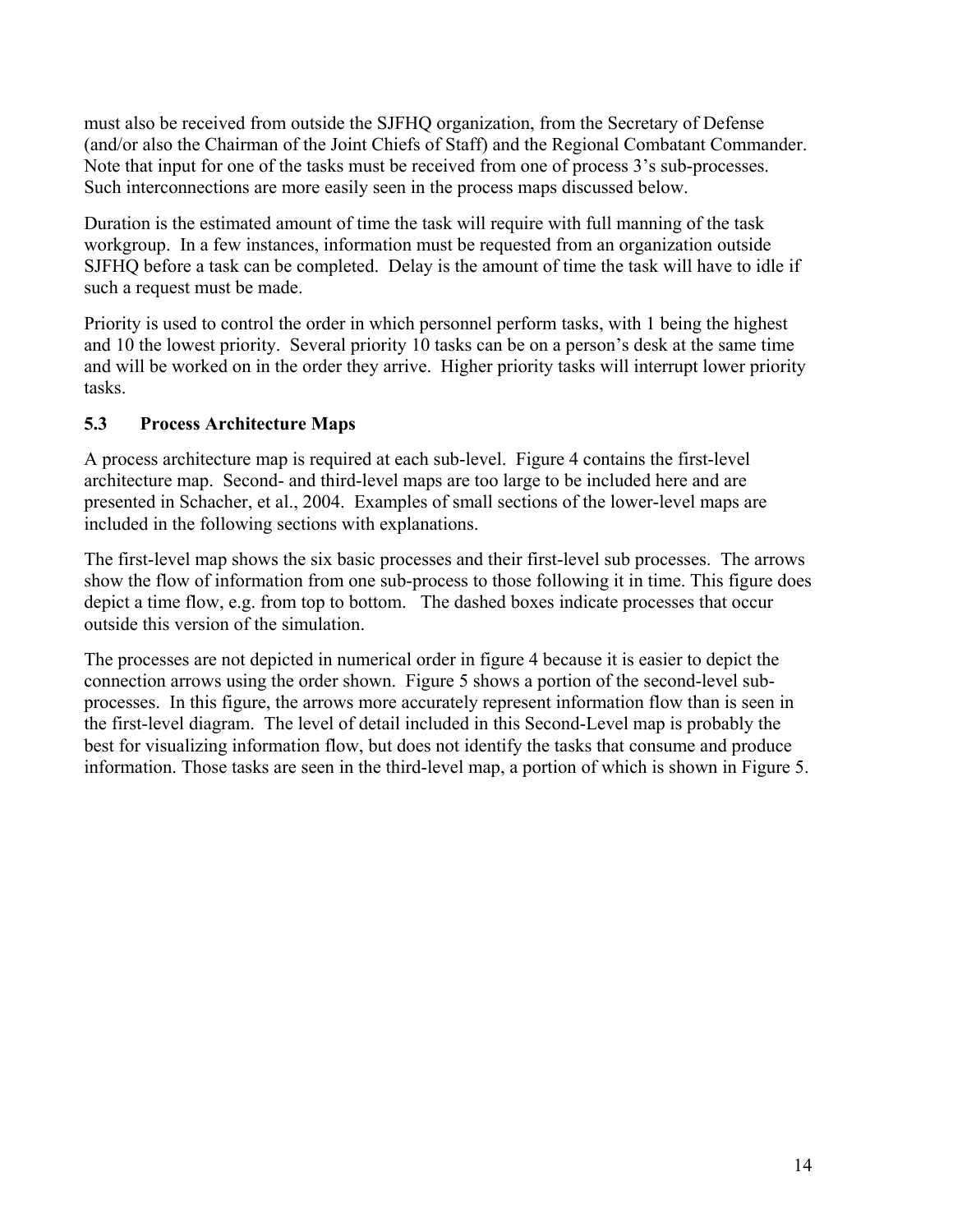must also be received from outside the SJFHQ organization, from the Secretary of Defense (and/or also the Chairman of the Joint Chiefs of Staff) and the Regional Combatant Commander. Note that input for one of the tasks must be received from one of process 3's sub-processes. Such interconnections are more easily seen in the process maps discussed below.

Duration is the estimated amount of time the task will require with full manning of the task workgroup. In a few instances, information must be requested from an organization outside SJFHQ before a task can be completed. Delay is the amount of time the task will have to idle if such a request must be made.

Priority is used to control the order in which personnel perform tasks, with 1 being the highest and 10 the lowest priority. Several priority 10 tasks can be on a person's desk at the same time and will be worked on in the order they arrive. Higher priority tasks will interrupt lower priority tasks.

## 5.3 Process Architecture Maps

A process architecture map is required at each sub-level. Figure 4 contains the first-level architecture map. Second- and third-level maps are too large to be included here and are presented in Schacher, et al., 2004. Examples of small sections of the lower-level maps are included in the following sections with explanations.

The first-level map shows the six basic processes and their first-level sub processes. The arrows show the flow of information from one sub-process to those following it in time. This figure does depict a time flow, e.g. from top to bottom. The dashed boxes indicate processes that occur outside this version of the simulation.

The processes are not depicted in numerical order in figure 4 because it is easier to depict the connection arrows using the order shown. Figure 5 shows a portion of the second-level sub-processes. In this figure, the arrows more accurately represent information flow than is seen in the first-level diagram. The level of detail included in this Second-Level map is probably the best for visualizing information flow, but does not identify the tasks that consume and produce information. Those tasks are seen in the third-level map, a portion of which is shown in Figure 5.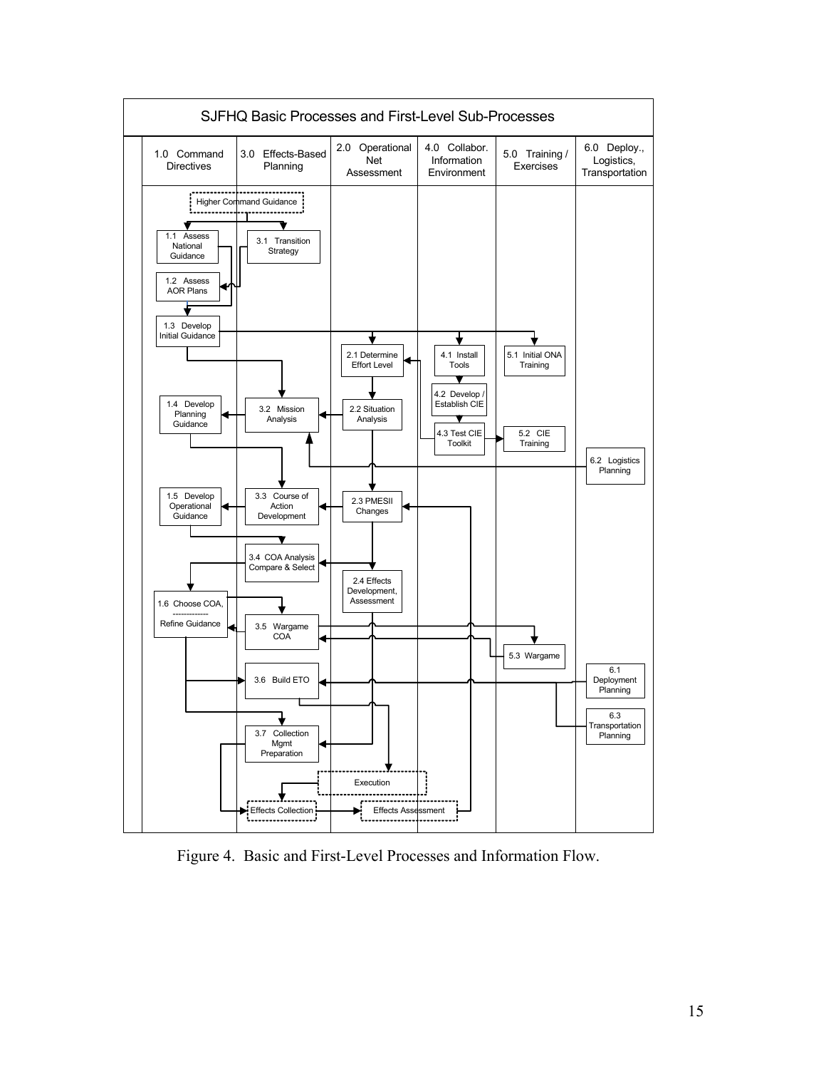SJFHQ Basic Processes and First-Level Sub-Processes

1.0 Command Directives

3.0 Effects-Based Planning

2.0 Operational Net Assessment

4.0 Collabor. Information Environment

5.0 Training / Exercises

6.0 Deploy., Logistics, Transportation

Higher Command Guidance

1.1 Assess National Guidance

3.1 Transition Strategy

1.2 Assess AOR Plans

1.3 Develop Initial Guidance

2.1 Determine Effort Level

4.1 Install Tools

5.1 Initial ONA Training

4.2 Develop / Establish CIE

1.4 Develop Planning Guidance

3.2 Mission Analysis

2.2 Situation Analysis

4.3 Test CIE Toolkit

5.2 CIE Training

6.2 Logistics Planning

1.5 Develop Operational Guidance

3.3 Course of Action Development

2.3 PMESII Changes

3.4 COA Analysis Compare & Select

2.4 Effects Development, Assessment

1.6 Choose COA, Refine Guidance

3.5 Wargame COA

5.3 Wargame

3.6 Build ETO

6.1 Deployment Planning

6.3 Transportation Planning

3.7 Collection Mgmt Preparation

Execution

Effects Collection

Effects Assessment

Figure 4. Basic and First-Level Processes and Information Flow.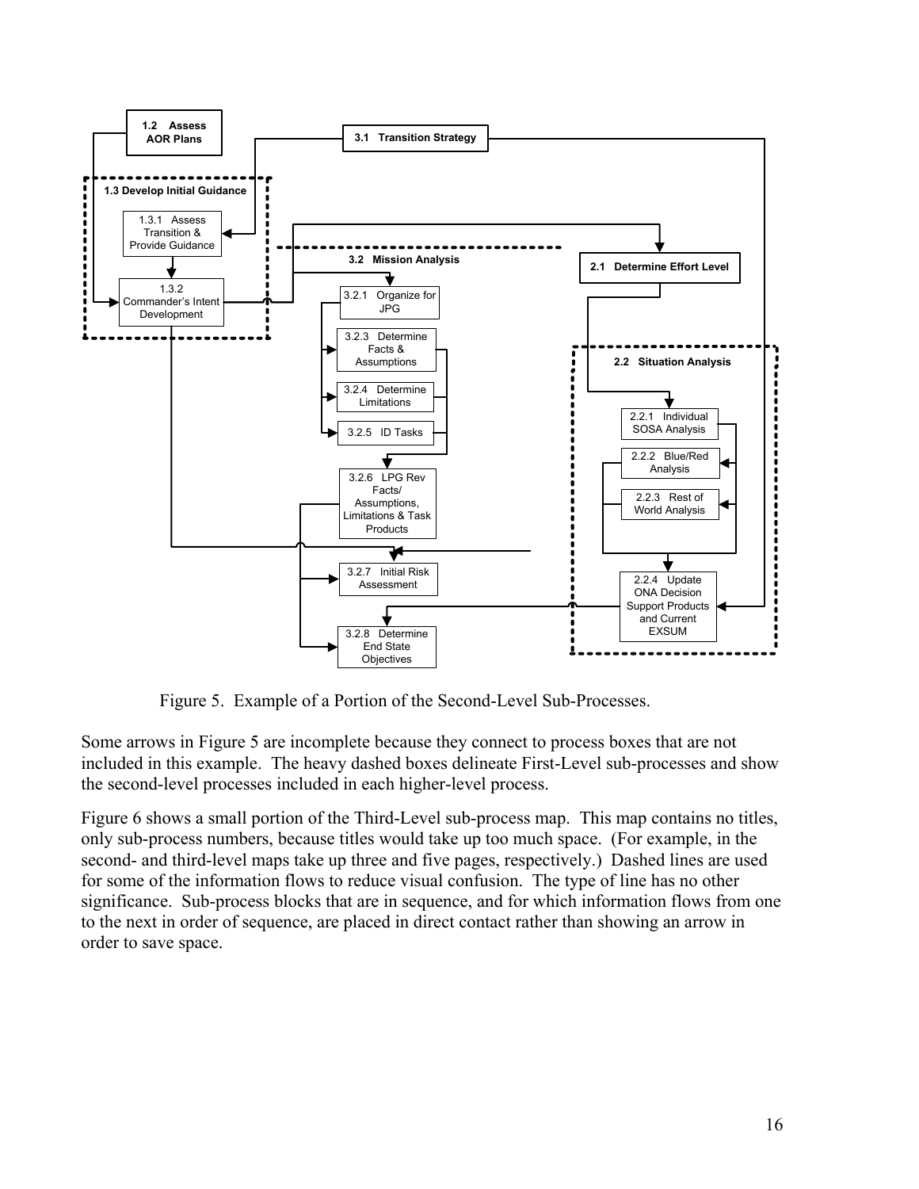1.2 Assess AOR Plans

3.1 Transition Strategy

1.3 Develop Initial Guidance

1.3.1 Assess Transition & Provide Guidance

1.3.2 Commander's Intent Development

3.2 Mission Analysis

2.1 Determine Effort Level

3.2.1 Organize for JPG

3.2.3 Determine Facts & Assumptions

3.2.4 Determine Limitations

3.2.5 ID Tasks

3.2.6 LPG Rev Facts/ Assumptions, Limitations & Task Products

3.2.7 Initial Risk Assessment

3.2.8 Determine End State Objectives

2.2 Situation Analysis

2.2.1 Individual SOSA Analysis

2.2.2 Blue/Red Analysis

2.2.3 Rest of World Analysis

2.2.4 Update ONA Decision Support Products and Current EXSUM

Figure 5. Example of a Portion of the Second-Level Sub-Processes.

Some arrows in Figure 5 are incomplete because they connect to process boxes that are not included in this example. The heavy dashed boxes delineate First-Level sub-processes and show the second-level processes included in each higher-level process.

Figure 6 shows a small portion of the Third-Level sub-process map. This map contains no titles, only sub-process numbers, because titles would take up too much space. (For example, in the second- and third-level maps take up three and five pages, respectively.) Dashed lines are used for some of the information flows to reduce visual confusion. The type of line has no other significance. Sub-process blocks that are in sequence, and for which information flows from one to the next in order of sequence, are placed in direct contact rather than showing an arrow in order to save space.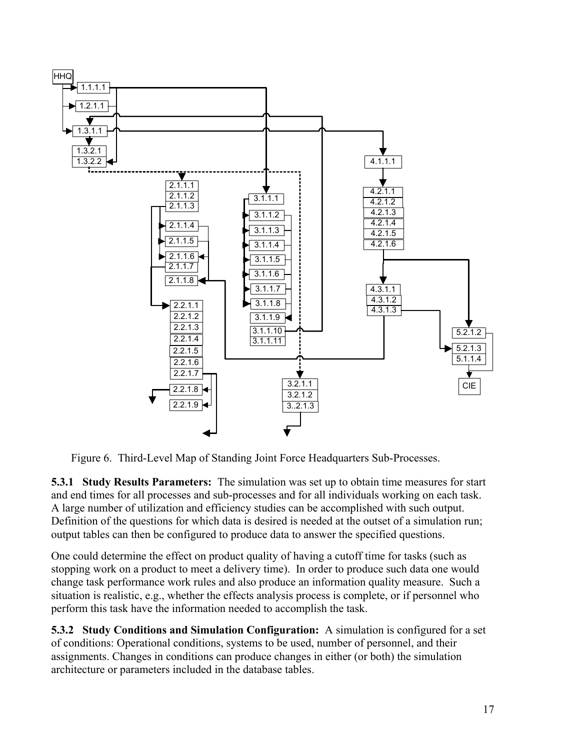HHQ

1.1.1.1

1.2.1.1

1.3.1.1

1.3.2.1

1.3.2.2

2.1.1.1

2.1.1.2

2.1.1.3

2.1.1.4

2.1.1.5

2.1.1.6

2.1.1.7

2.1.1.8

2.2.1.1

2.2.1.2

2.2.1.3

2.2.1.4

2.2.1.5

2.2.1.6

2.2.1.7

2.2.1.8

2.2.1.9

3.1.1.1

3.1.1.2

3.1.1.3

3.1.1.4

3.1.1.5

3.1.1.6

3.1.1.7

3.1.1.8

3.1.1.9

3.1.1.10

3.1.1.11

3.2.1.1

3.2.1.2

3..2.1.3

4.1.1.1

4.2.1.1

4.2.1.2

4.2.1.3

4.2.1.4

4.2.1.5

4.2.1.6

4.3.1.1

4.3.1.2

4.3.1.3

5.2.1.2

5.2.1.3

5.1.1.4

CIE

Figure 6. Third-Level Map of Standing Joint Force Headquarters Sub-Processes.

**5.3.1 Study Results Parameters:** The simulation was set up to obtain time measures for start and end times for all processes and sub-processes and for all individuals working on each task. A large number of utilization and efficiency studies can be accomplished with such output. Definition of the questions for which data is desired is needed at the outset of a simulation run; output tables can then be configured to produce data to answer the specified questions.

One could determine the effect on product quality of having a cutoff time for tasks (such as stopping work on a product to meet a delivery time). In order to produce such data one would change task performance work rules and also produce an information quality measure. Such a situation is realistic, e.g., whether the effects analysis process is complete, or if personnel who perform this task have the information needed to accomplish the task.

**5.3.2 Study Conditions and Simulation Configuration:** A simulation is configured for a set of conditions: Operational conditions, systems to be used, number of personnel, and their assignments. Changes in conditions can produce changes in either (or both) the simulation architecture or parameters included in the database tables.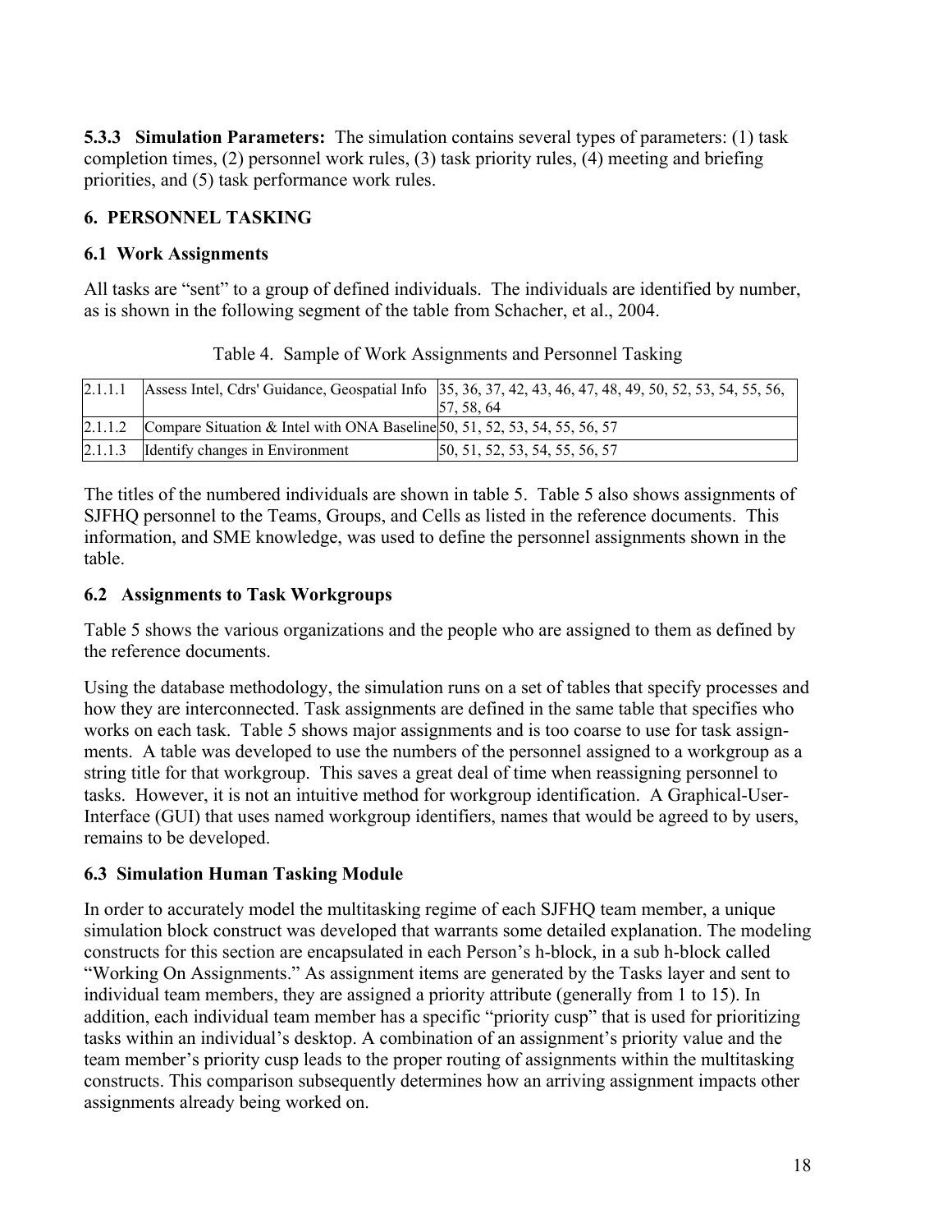**5.3.3 Simulation Parameters:** The simulation contains several types of parameters: (1) task completion times, (2) personnel work rules, (3) task priority rules, (4) meeting and briefing priorities, and (5) task performance work rules.

## 6. PERSONNEL TASKING

### 6.1 Work Assignments

All tasks are "sent" to a group of defined individuals. The individuals are identified by number, as is shown in the following segment of the table from Schacher, et al., 2004.

Table 4. Sample of Work Assignments and Personnel Tasking

| | | |
|---|---|---|
| 2.1.1.1 | Assess Intel, Cdrs' Guidance, Geospatial Info | 35, 36, 37, 42, 43, 46, 47, 48, 49, 50, 52, 53, 54, 55, 56, 57, 58, 64 |
| 2.1.1.2 | Compare Situation & Intel with ONA Baseline | 50, 51, 52, 53, 54, 55, 56, 57 |
| 2.1.1.3 | Identify changes in Environment | 50, 51, 52, 53, 54, 55, 56, 57 |

The titles of the numbered individuals are shown in table 5. Table 5 also shows assignments of SJFHQ personnel to the Teams, Groups, and Cells as listed in the reference documents. This information, and SME knowledge, was used to define the personnel assignments shown in the table.

### 6.2 Assignments to Task Workgroups

Table 5 shows the various organizations and the people who are assigned to them as defined by the reference documents.

Using the database methodology, the simulation runs on a set of tables that specify processes and how they are interconnected. Task assignments are defined in the same table that specifies who works on each task. Table 5 shows major assignments and is too coarse to use for task assignments. A table was developed to use the numbers of the personnel assigned to a workgroup as a string title for that workgroup. This saves a great deal of time when reassigning personnel to tasks. However, it is not an intuitive method for workgroup identification. A Graphical-User-Interface (GUI) that uses named workgroup identifiers, names that would be agreed to by users, remains to be developed.

### 6.3 Simulation Human Tasking Module

In order to accurately model the multitasking regime of each SJFHQ team member, a unique simulation block construct was developed that warrants some detailed explanation. The modeling constructs for this section are encapsulated in each Person's h-block, in a sub h-block called "Working On Assignments." As assignment items are generated by the Tasks layer and sent to individual team members, they are assigned a priority attribute (generally from 1 to 15). In addition, each individual team member has a specific "priority cusp" that is used for prioritizing tasks within an individual's desktop. A combination of an assignment's priority value and the team member's priority cusp leads to the proper routing of assignments within the multitasking constructs. This comparison subsequently determines how an arriving assignment impacts other assignments already being worked on.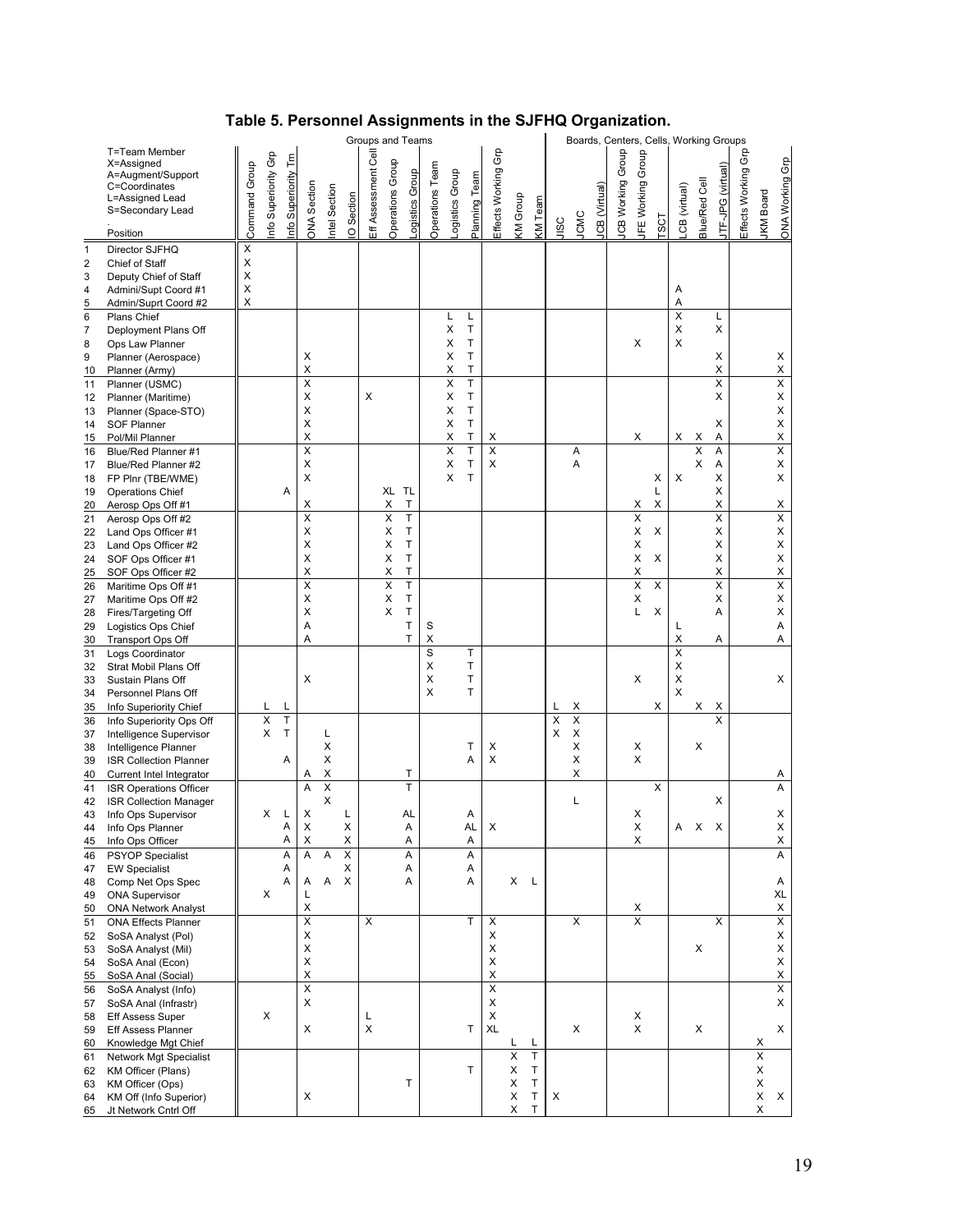**Table 5. Personnel Assignments in the SJFHQ Organization.**

| | T=Team Member X=Assigned A=Augment/Support C=Coordinates L=Assigned Lead S=Secondary Lead | Groups and Teams | | | | | | | | | | | | | | | Boards, Centers, Cells, Working Groups | | | | | | | | | | | |
|---|---|---|---|---|---|---|---|---|---|---|---|---|---|---|---|---|---|---|---|---|---|---|---|---|---|---|---|---|
| | Position | Command Group | Info Superiority Grp | Info Superiority Tm | ONA Section | Intel Section | IO Section | Eff Assessment Cell | Operations Group | Logistics Group | Operations Team | Logistics Group | Planning Team | Effects Working Grp | KM Group | KM Team | JISC | JCMC | JCB (Virtual) | JCB Working Group | JFE Working Group | TSCT | LCB (virtual) | Blue/Red Cell | JTF-JPG (virtual) | Effects Working Grp | JKM Board | ONA Working Grp |
| 1 | Director SJFHQ | X | | | | | | | | | | | | | | | | | | | | | | | | | | |
| 2 | Chief of Staff | X | | | | | | | | | | | | | | | | | | | | | | | | | | |
| 3 | Deputy Chief of Staff | X | | | | | | | | | | | | | | | | | | | | | | | | | | |
| 4 | Admini/Supt Coord #1 | X | | | | | | | | | | | | | | | | | | | | | A | | | | | |
| 5 | Admin/Suprt Coord #2 | X | | | | | | | | | | | | | | | | | | | | | A | | | | | |
| 6 | Plans Chief | | | | | | | | | | | L | L | | | | | | | | | | X | | L | | | |
| 7 | Deployment Plans Off | | | | | | | | | | | X | T | | | | | | | | | | X | | X | | | |
| 8 | Ops Law Planner | | | | | | | | | | | X | T | | | | | | | | X | | X | | | | | |
| 9 | Planner (Aerospace) | | | | X | | | | | | | X | T | | | | | | | | | | | | X | | | X |
| 10 | Planner (Army) | | | | X | | | | | | | X | T | | | | | | | | | | | | X | | | X |
| 11 | Planner (USMC) | | | | X | | | | | | | X | T | | | | | | | | | | | | X | | | X |
| 12 | Planner (Maritime) | | | | X | | | X | | | | X | T | | | | | | | | | | | | X | | | X |
| 13 | Planner (Space-STO) | | | | X | | | | | | | X | T | | | | | | | | | | | | | | | X |
| 14 | SOF Planner | | | | X | | | | | | | X | T | | | | | | | | | | | | X | | | X |
| 15 | Pol/Mil Planner | | | | X | | | | | | | X | T | X | | | | | | | X | | X | X | A | | | X |
| 16 | Blue/Red Planner #1 | | | | X | | | | | | | X | T | X | | | | A | | | | | | X | A | | | X |
| 17 | Blue/Red Planner #2 | | | | X | | | | | | | X | T | X | | | | A | | | | | | X | A | | | X |
| 18 | FP Plnr (TBE/WME) | | | | X | | | | | | | X | T | | | | | | | | | X | X | | X | | | X |
| 19 | Operations Chief | | | A | | | | | XL | TL | | | | | | | | | | | | L | | | X | | | |
| 20 | Aerosp Ops Off #1 | | | | X | | | | X | T | | | | | | | | | | | X | X | | | X | | | X |
| 21 | Aerosp Ops Off #2 | | | | X | | | | X | T | | | | | | | | | | | X | | | | X | | | X |
| 22 | Land Ops Officer #1 | | | | X | | | | X | T | | | | | | | | | | | X | X | | | X | | | X |
| 23 | Land Ops Officer #2 | | | | X | | | | X | T | | | | | | | | | | | X | | | | X | | | X |
| 24 | SOF Ops Officer #1 | | | | X | | | | X | T | | | | | | | | | | | X | X | | | X | | | X |
| 25 | SOF Ops Officer #2 | | | | X | | | | X | T | | | | | | | | | | | X | | | | X | | | X |
| 26 | Maritime Ops Off #1 | | | | X | | | | X | T | | | | | | | | | | | X | X | | | X | | | X |
| 27 | Maritime Ops Off #2 | | | | X | | | | X | T | | | | | | | | | | | X | | | | X | | | X |
| 28 | Fires/Targeting Off | | | | X | | | | X | T | | | | | | | | | | | L | X | | | A | | | X |
| 29 | Logistics Ops Chief | | | | A | | | | | T | S | | | | | | | | | | | | L | | | | | A |
| 30 | Transport Ops Off | | | | A | | | | | T | X | | | | | | | | | | | | X | | A | | | A |
| 31 | Logs Coordinator | | | | | | | | | | S | | T | | | | | | | | | | X | | | | | |
| 32 | Strat Mobil Plans Off | | | | | | | | | | X | | T | | | | | | | | | | X | | | | | |
| 33 | Sustain Plans Off | | | | X | | | | | | X | | T | | | | | | | | X | | X | | | | | X |
| 34 | Personnel Plans Off | | | | | | | | | | X | | T | | | | | | | | | | X | | | | | |
| 35 | Info Superiority Chief | | L | L | | | | | | | | | | | | | L | X | | | | X | | X | X | | | |
| 36 | Info Superiority Ops Off | | X | T | | | | | | | | | | | | | X | X | | | | | | | X | | | |
| 37 | Intelligence Supervisor | | X | T | | L | | | | | | | | | | | X | X | | | | | | | | | | |
| 38 | Intelligence Planner | | | | | X | | | | | | | T | X | | | | X | | | X | | | X | | | | |
| 39 | ISR Collection Planner | | | A | | X | | | | | | | A | X | | | | X | | | X | | | | | | | |
| 40 | Current Intel Integrator | | | | A | X | | | | T | | | | | | | | X | | | | | | | | | | A |
| 41 | ISR Operations Officer | | | | A | X | | | | T | | | | | | | | | | | | X | | | | | | A |
| 42 | ISR Collection Manager | | | | | X | | | | | | | | | | | | L | | | | | | | X | | | |
| 43 | Info Ops Supervisor | | X | L | X | | L | | | AL | | | A | | | | | | | | X | | | | | | | X |
| 44 | Info Ops Planner | | | A | X | | X | | | A | | | AL | X | | | | | | | X | | A | X | X | | | X |
| 45 | Info Ops Officer | | | A | X | | X | | | A | | | A | | | | | | | | X | | | | | | | X |
| 46 | PSYOP Specialist | | | A | A | A | X | | | A | | | A | | | | | | | | | | | | | | | A |
| 47 | EW Specialist | | | A | | | X | | | A | | | A | | | | | | | | | | | | | | | |
| 48 | Comp Net Ops Spec | | | A | A | A | X | | | A | | | A | | X | L | | | | | | | | | | | | A |
| 49 | ONA Supervisor | | X | | L | | | | | | | | | | | | | | | | | | | | | | | XL |
| 50 | ONA Network Analyst | | | | X | | | | | | | | | | | | | | | | X | | | | | | | X |
| 51 | ONA Effects Planner | | | | X | | | X | | | | | T | X | | | | X | | | X | | | | X | | | X |
| 52 | SoSA Analyst (Pol) | | | | X | | | | | | | | | X | | | | | | | | | | | | | | X |
| 53 | SoSA Analyst (Mil) | | | | X | | | | | | | | | X | | | | | | | | | | X | | | | X |
| 54 | SoSA Anal (Econ) | | | | X | | | | | | | | | X | | | | | | | | | | | | | | X |
| 55 | SoSA Anal (Social) | | | | X | | | | | | | | | X | | | | | | | | | | | | | | X |
| 56 | SoSA Analyst (Info) | | | | X | | | | | | | | | X | | | | | | | | | | | | | | X |
| 57 | SoSA Anal (Infrastr) | | | | X | | | | | | | | | X | | | | | | | | | | | | | | X |
| 58 | Eff Assess Super | | X | | | | | L | | | | | | X | | | | | | | X | | | | | | | |
| 59 | Eff Assess Planner | | | | X | | | X | | | | | T | XL | | | | X | | | X | | | X | | | | X |
| 60 | Knowledge Mgt Chief | | | | | | | | | | | | | | L | L | | | | | | | | | | | X | |
| 61 | Network Mgt Specialist | | | | | | | | | | | | | | X | T | | | | | | | | | | | X | |
| 62 | KM Officer (Plans) | | | | | | | | | | | | T | | X | T | | | | | | | | | | | X | |
| 63 | KM Officer (Ops) | | | | | | | | | T | | | | | X | T | | | | | | | | | | | X | |
| 64 | KM Off (Info Superior) | | | | X | | | | | | | | | | X | T | X | | | | | | | | | | X | X |
| 65 | Jt Network Cntrl Off | | | | | | | | | | | | | | X | T | | | | | | | | | | | X | |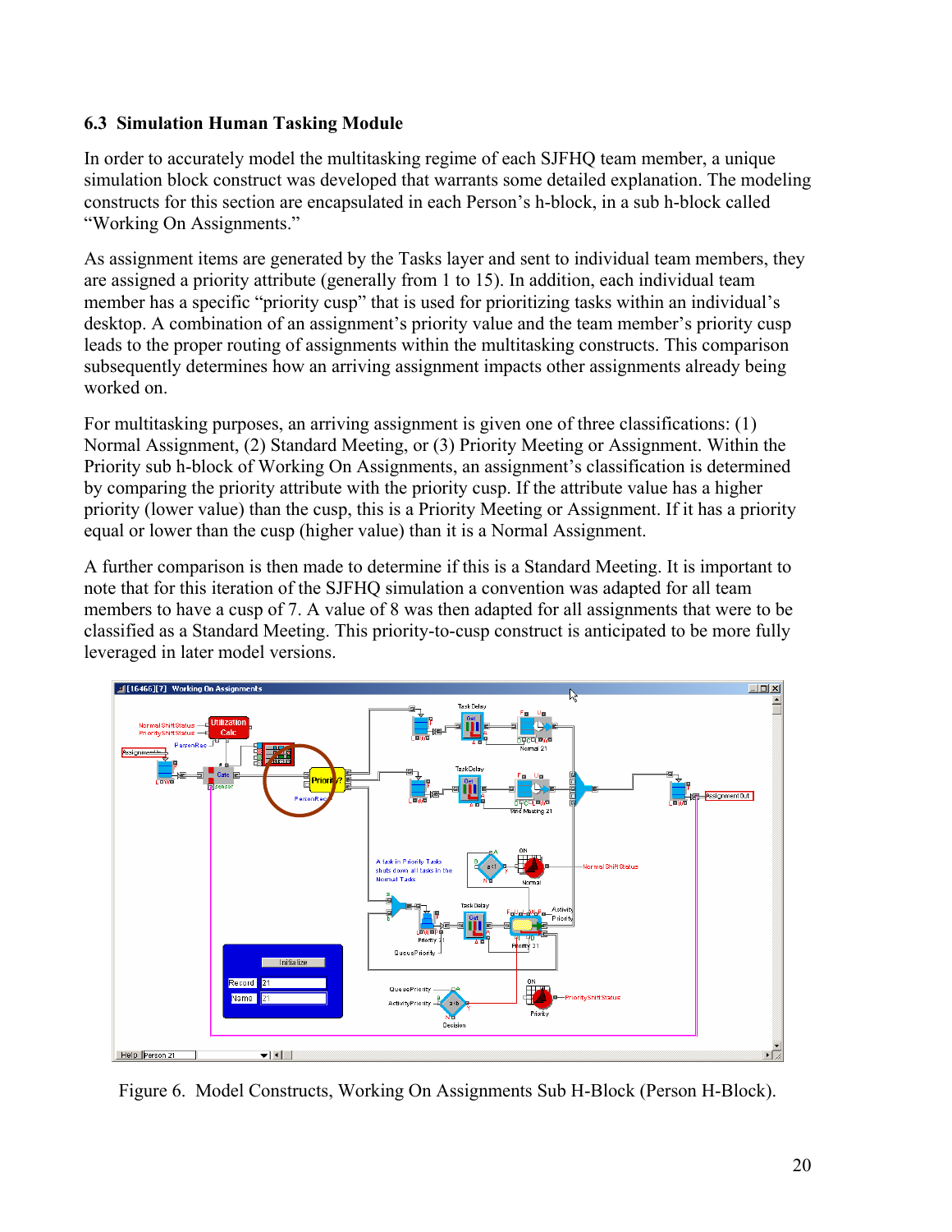### 6.3 Simulation Human Tasking Module

In order to accurately model the multitasking regime of each SJFHQ team member, a unique simulation block construct was developed that warrants some detailed explanation. The modeling constructs for this section are encapsulated in each Person's h-block, in a sub h-block called "Working On Assignments."

As assignment items are generated by the Tasks layer and sent to individual team members, they are assigned a priority attribute (generally from 1 to 15). In addition, each individual team member has a specific "priority cusp" that is used for prioritizing tasks within an individual's desktop. A combination of an assignment's priority value and the team member's priority cusp leads to the proper routing of assignments within the multitasking constructs. This comparison subsequently determines how an arriving assignment impacts other assignments already being worked on.

For multitasking purposes, an arriving assignment is given one of three classifications: (1) Normal Assignment, (2) Standard Meeting, or (3) Priority Meeting or Assignment. Within the Priority sub h-block of Working On Assignments, an assignment's classification is determined by comparing the priority attribute with the priority cusp. If the attribute value has a higher priority (lower value) than the cusp, this is a Priority Meeting or Assignment. If it has a priority equal or lower than the cusp (higher value) than it is a Normal Assignment.

A further comparison is then made to determine if this is a Standard Meeting. It is important to note that for this iteration of the SJFHQ simulation a convention was adapted for all team members to have a cusp of 7. A value of 8 was then adapted for all assignments that were to be classified as a Standard Meeting. This priority-to-cusp construct is anticipated to be more fully leveraged in later model versions.

Figure 6. Model Constructs, Working On Assignments Sub H-Block (Person H-Block).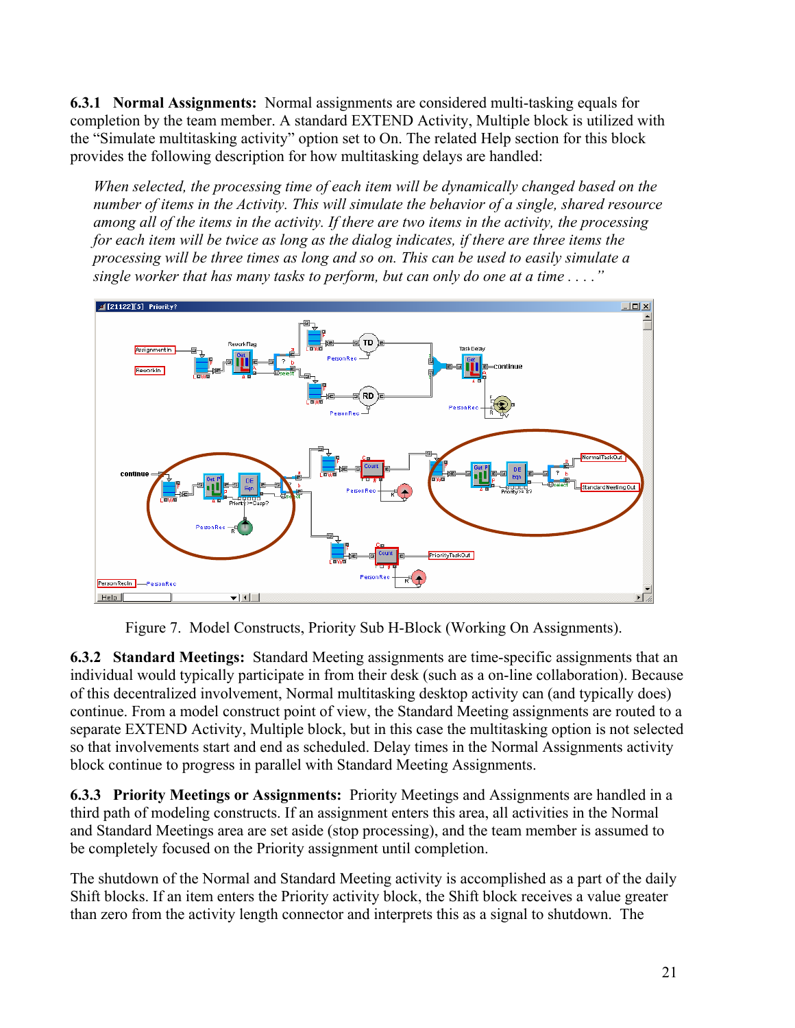**6.3.1 Normal Assignments:** Normal assignments are considered multi-tasking equals for completion by the team member. A standard EXTEND Activity, Multiple block is utilized with the "Simulate multitasking activity" option set to On. The related Help section for this block provides the following description for how multitasking delays are handled:

> *When selected, the processing time of each item will be dynamically changed based on the number of items in the Activity. This will simulate the behavior of a single, shared resource among all of the items in the activity. If there are two items in the activity, the processing for each item will be twice as long as the dialog indicates, if there are three items the processing will be three times as long and so on. This can be used to easily simulate a single worker that has many tasks to perform, but can only do one at a time . . . ."*

Figure 7. Model Constructs, Priority Sub H-Block (Working On Assignments).

**6.3.2 Standard Meetings:** Standard Meeting assignments are time-specific assignments that an individual would typically participate in from their desk (such as a on-line collaboration). Because of this decentralized involvement, Normal multitasking desktop activity can (and typically does) continue. From a model construct point of view, the Standard Meeting assignments are routed to a separate EXTEND Activity, Multiple block, but in this case the multitasking option is not selected so that involvements start and end as scheduled. Delay times in the Normal Assignments activity block continue to progress in parallel with Standard Meeting Assignments.

**6.3.3 Priority Meetings or Assignments:** Priority Meetings and Assignments are handled in a third path of modeling constructs. If an assignment enters this area, all activities in the Normal and Standard Meetings area are set aside (stop processing), and the team member is assumed to be completely focused on the Priority assignment until completion.

The shutdown of the Normal and Standard Meeting activity is accomplished as a part of the daily Shift blocks. If an item enters the Priority activity block, the Shift block receives a value greater than zero from the activity length connector and interprets this as a signal to shutdown. The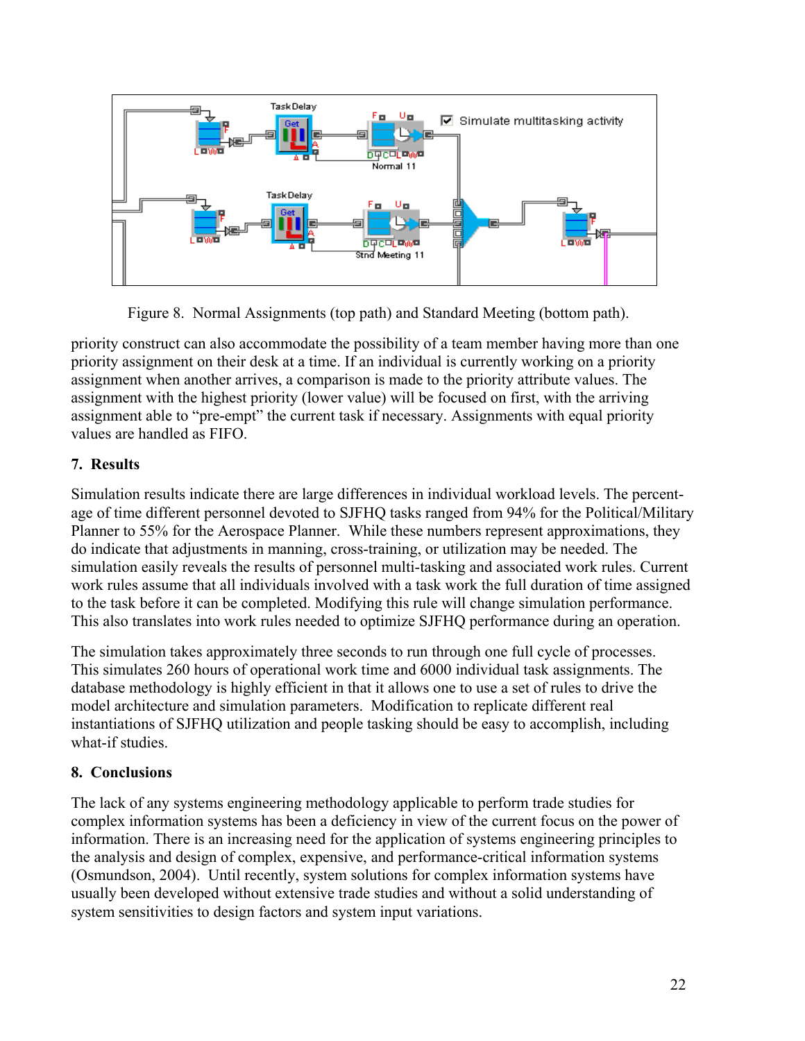Task Delay

Get

Normal 11

Simulate multitasking activity

Task Delay

Get

Stnd Meeting 11

Figure 8. Normal Assignments (top path) and Standard Meeting (bottom path).

priority construct can also accommodate the possibility of a team member having more than one priority assignment on their desk at a time. If an individual is currently working on a priority assignment when another arrives, a comparison is made to the priority attribute values. The assignment with the highest priority (lower value) will be focused on first, with the arriving assignment able to "pre-empt" the current task if necessary. Assignments with equal priority values are handled as FIFO.

## 7. Results

Simulation results indicate there are large differences in individual workload levels. The percent-age of time different personnel devoted to SJFHQ tasks ranged from 94% for the Political/Military Planner to 55% for the Aerospace Planner. While these numbers represent approximations, they do indicate that adjustments in manning, cross-training, or utilization may be needed. The simulation easily reveals the results of personnel multi-tasking and associated work rules. Current work rules assume that all individuals involved with a task work the full duration of time assigned to the task before it can be completed. Modifying this rule will change simulation performance. This also translates into work rules needed to optimize SJFHQ performance during an operation.

The simulation takes approximately three seconds to run through one full cycle of processes. This simulates 260 hours of operational work time and 6000 individual task assignments. The database methodology is highly efficient in that it allows one to use a set of rules to drive the model architecture and simulation parameters. Modification to replicate different real instantiations of SJFHQ utilization and people tasking should be easy to accomplish, including what-if studies.

## 8. Conclusions

The lack of any systems engineering methodology applicable to perform trade studies for complex information systems has been a deficiency in view of the current focus on the power of information. There is an increasing need for the application of systems engineering principles to the analysis and design of complex, expensive, and performance-critical information systems (Osmundson, 2004). Until recently, system solutions for complex information systems have usually been developed without extensive trade studies and without a solid understanding of system sensitivities to design factors and system input variations.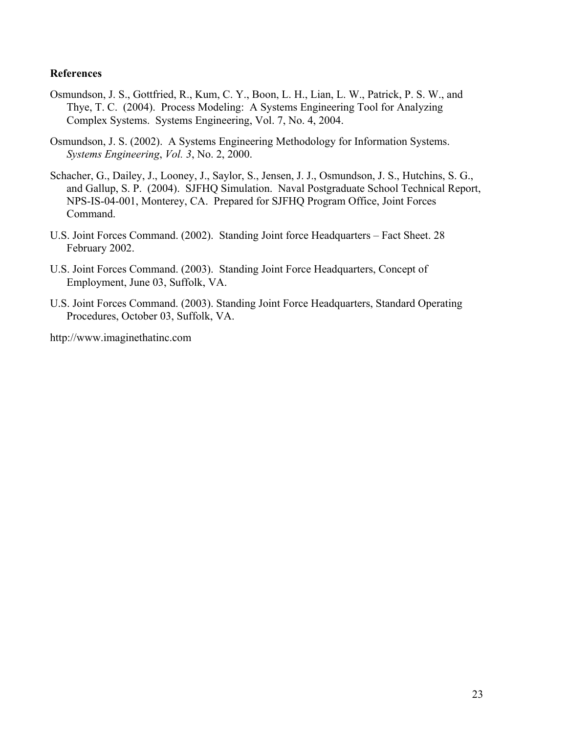**References**

Osmundson, J. S., Gottfried, R., Kum, C. Y., Boon, L. H., Lian, L. W., Patrick, P. S. W., and Thye, T. C. (2004). Process Modeling: A Systems Engineering Tool for Analyzing Complex Systems. Systems Engineering, Vol. 7, No. 4, 2004.

Osmundson, J. S. (2002). A Systems Engineering Methodology for Information Systems. *Systems Engineering*, *Vol. 3*, No. 2, 2000.

Schacher, G., Dailey, J., Looney, J., Saylor, S., Jensen, J. J., Osmundson, J. S., Hutchins, S. G., and Gallup, S. P. (2004). SJFHQ Simulation. Naval Postgraduate School Technical Report, NPS-IS-04-001, Monterey, CA. Prepared for SJFHQ Program Office, Joint Forces Command.

U.S. Joint Forces Command. (2002). Standing Joint force Headquarters – Fact Sheet. 28 February 2002.

U.S. Joint Forces Command. (2003). Standing Joint Force Headquarters, Concept of Employment, June 03, Suffolk, VA.

U.S. Joint Forces Command. (2003). Standing Joint Force Headquarters, Standard Operating Procedures, October 03, Suffolk, VA.

http://www.imaginethatinc.com